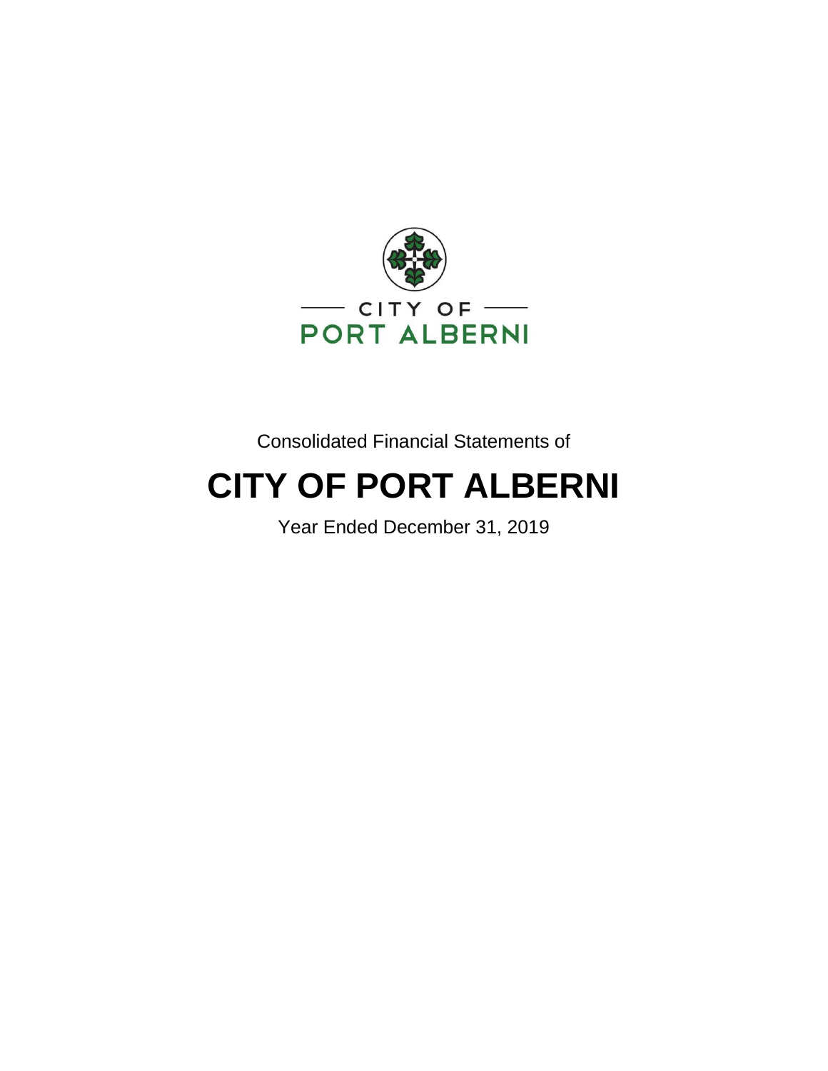CITY OF
PORT ALBERNI

Consolidated Financial Statements of

# CITY OF PORT ALBERNI

Year Ended December 31, 2019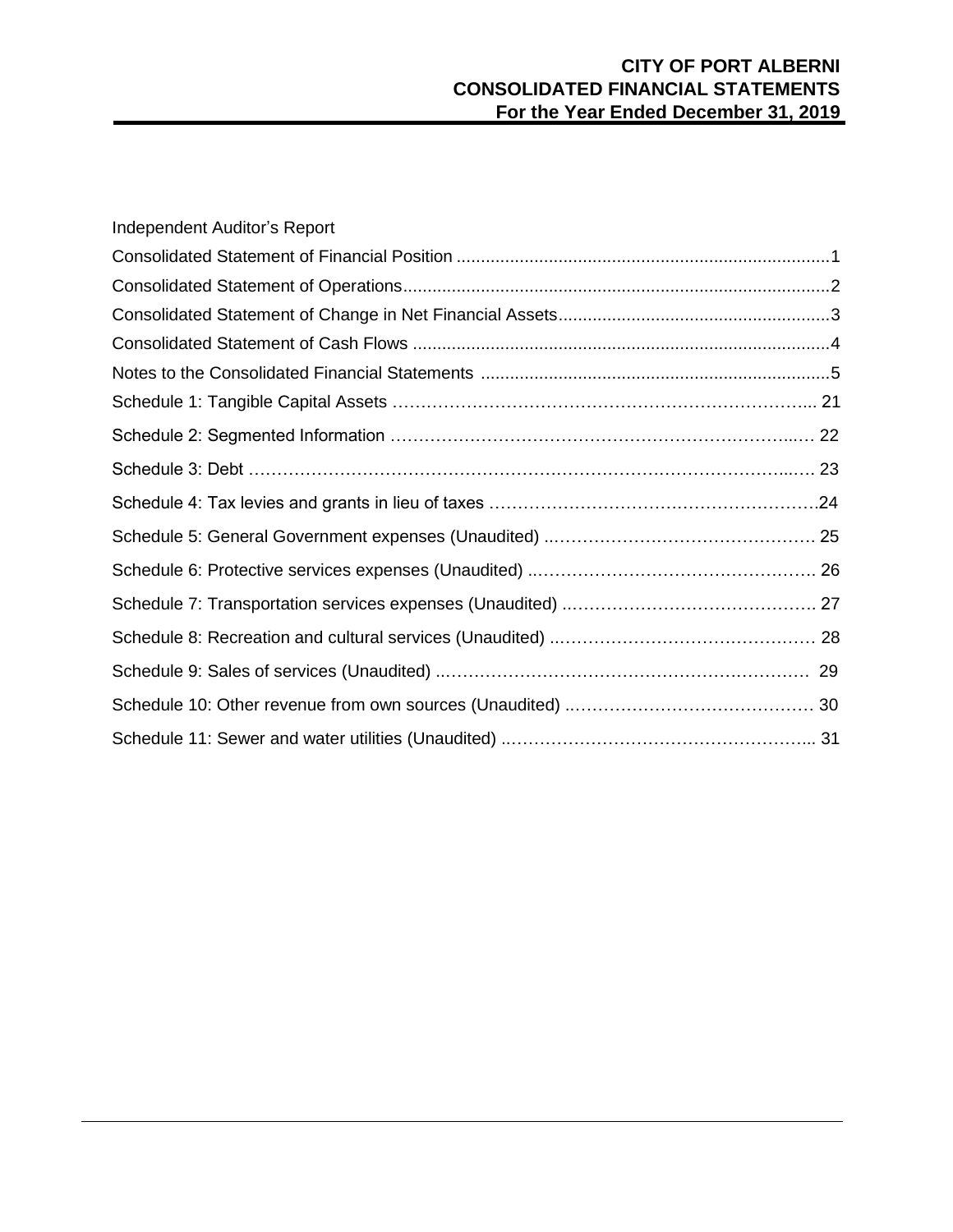**CITY OF PORT ALBERNI**
**CONSOLIDATED FINANCIAL STATEMENTS**
**For the Year Ended December 31, 2019**

Independent Auditor's Report

Consolidated Statement of Financial Position ............................................................................1

Consolidated Statement of Operations.......................................................................................2

Consolidated Statement of Change in Net Financial Assets........................................................3

Consolidated Statement of Cash Flows .....................................................................................4

Notes to the Consolidated Financial Statements .......................................................................5

Schedule 1: Tangible Capital Assets ……………………………………………………………... 21

Schedule 2: Segmented Information …………………………………………………….…….…. 22

Schedule 3: Debt ……………………………………………………………………………….….…. 23

Schedule 4: Tax levies and grants in lieu of taxes ………………………………………………….24

Schedule 5: General Government expenses (Unaudited) ..………………………………………. 25

Schedule 6: Protective services expenses (Unaudited) ..…………………………………………. 26

Schedule 7: Transportation services expenses (Unaudited) ..……………………………………. 27

Schedule 8: Recreation and cultural services (Unaudited) ..……………………………………… 28

Schedule 9: Sales of services (Unaudited) ..………………………………………………………… 29

Schedule 10: Other revenue from own sources (Unaudited) ..……………………………………… 30

Schedule 11: Sewer and water utilities (Unaudited) ..………………………………………………... 31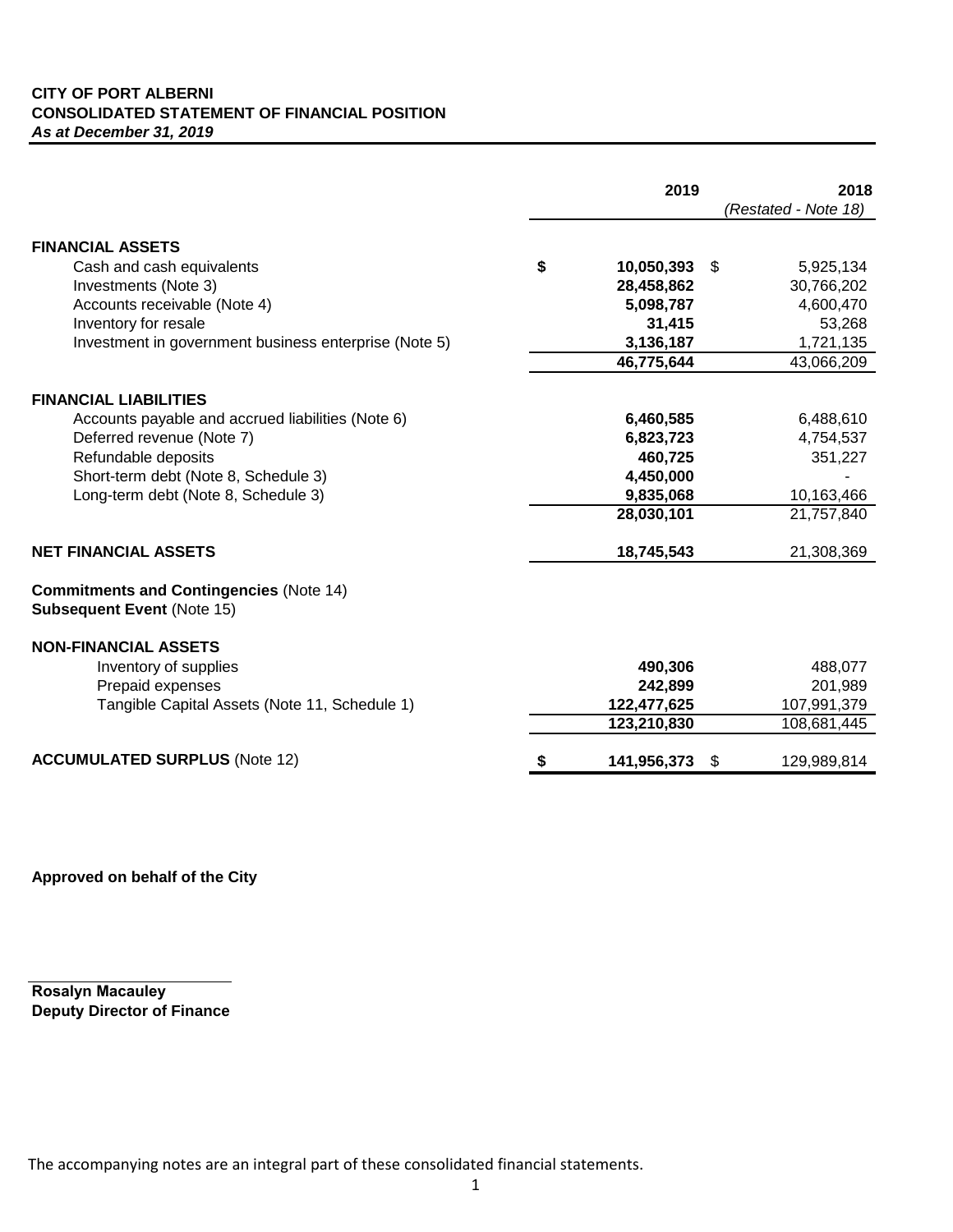**CITY OF PORT ALBERNI**
**CONSOLIDATED STATEMENT OF FINANCIAL POSITION**
***As at December 31, 2019***

| | 2019 | 2018 *(Restated - Note 18)* |
|---|---|---|
| **FINANCIAL ASSETS** | | |
| Cash and cash equivalents | **$ 10,050,393** | $ 5,925,134 |
| Investments (Note 3) | **28,458,862** | 30,766,202 |
| Accounts receivable (Note 4) | **5,098,787** | 4,600,470 |
| Inventory for resale | **31,415** | 53,268 |
| Investment in government business enterprise (Note 5) | **3,136,187** | 1,721,135 |
| | **46,775,644** | 43,066,209 |
| **FINANCIAL LIABILITIES** | | |
| Accounts payable and accrued liabilities (Note 6) | **6,460,585** | 6,488,610 |
| Deferred revenue (Note 7) | **6,823,723** | 4,754,537 |
| Refundable deposits | **460,725** | 351,227 |
| Short-term debt (Note 8, Schedule 3) | **4,450,000** | - |
| Long-term debt (Note 8, Schedule 3) | **9,835,068** | 10,163,466 |
| | **28,030,101** | 21,757,840 |
| **NET FINANCIAL ASSETS** | **18,745,543** | 21,308,369 |
| **Commitments and Contingencies** (Note 14) | | |
| **Subsequent Event** (Note 15) | | |
| **NON-FINANCIAL ASSETS** | | |
| Inventory of supplies | **490,306** | 488,077 |
| Prepaid expenses | **242,899** | 201,989 |
| Tangible Capital Assets (Note 11, Schedule 1) | **122,477,625** | 107,991,379 |
| | **123,210,830** | 108,681,445 |
| **ACCUMULATED SURPLUS** (Note 12) | **$ 141,956,373** | $ 129,989,814 |

**Approved on behalf of the City**

**Rosalyn Macauley**
**Deputy Director of Finance**

The accompanying notes are an integral part of these consolidated financial statements.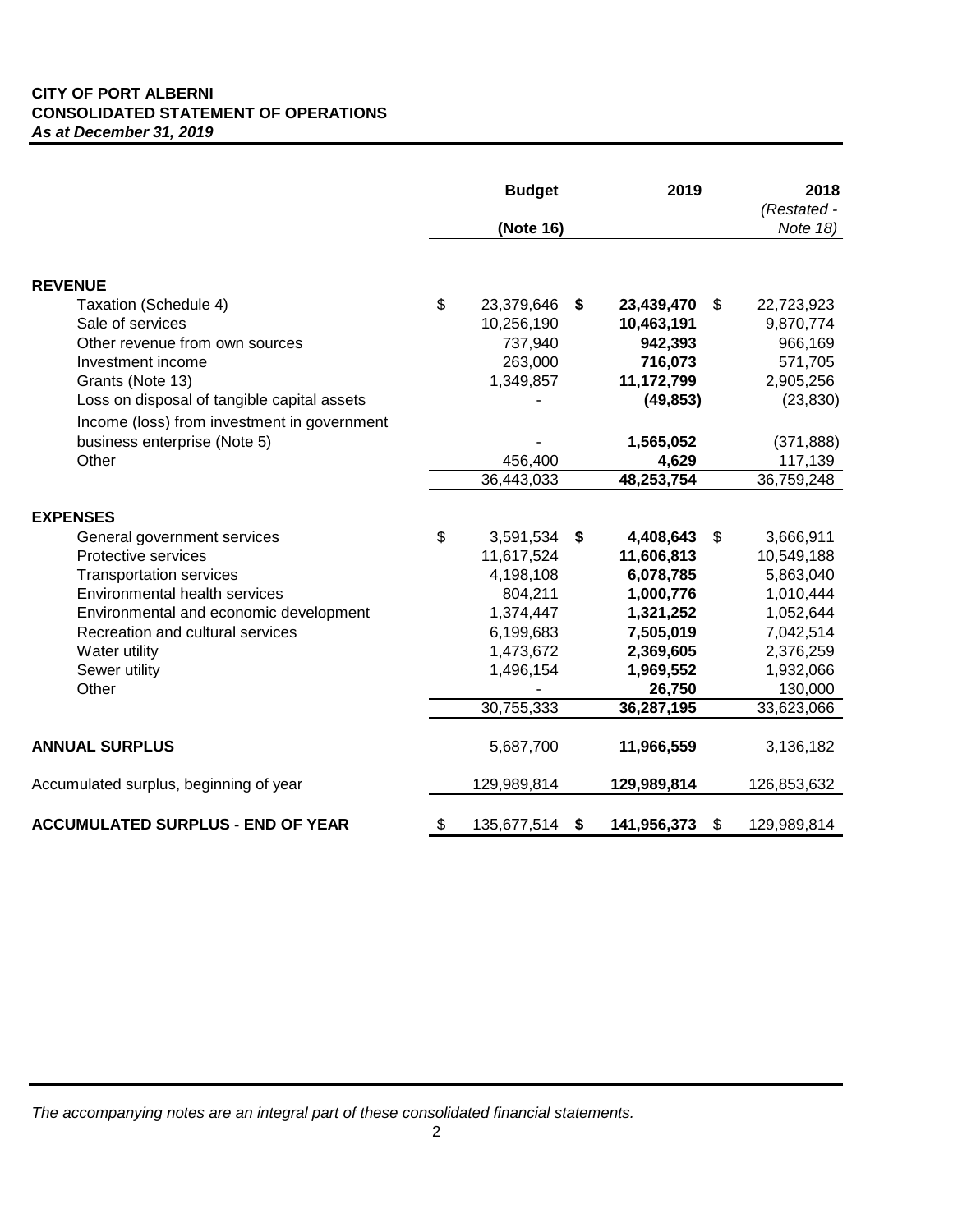**CITY OF PORT ALBERNI**
**CONSOLIDATED STATEMENT OF OPERATIONS**
***As at December 31, 2019***

| | Budget (Note 16) | 2019 | 2018 *(Restated - Note 18)* |
|---|---|---|---|
| **REVENUE** | | | |
| Taxation (Schedule 4) | $ 23,379,646 | **$ 23,439,470** | $ 22,723,923 |
| Sale of services | 10,256,190 | **10,463,191** | 9,870,774 |
| Other revenue from own sources | 737,940 | **942,393** | 966,169 |
| Investment income | 263,000 | **716,073** | 571,705 |
| Grants (Note 13) | 1,349,857 | **11,172,799** | 2,905,256 |
| Loss on disposal of tangible capital assets | - | **(49,853)** | (23,830) |
| Income (loss) from investment in government business enterprise (Note 5) | - | **1,565,052** | (371,888) |
| Other | 456,400 | **4,629** | 117,139 |
| | 36,443,033 | **48,253,754** | 36,759,248 |
| **EXPENSES** | | | |
| General government services | $ 3,591,534 | **$ 4,408,643** | $ 3,666,911 |
| Protective services | 11,617,524 | **11,606,813** | 10,549,188 |
| Transportation services | 4,198,108 | **6,078,785** | 5,863,040 |
| Environmental health services | 804,211 | **1,000,776** | 1,010,444 |
| Environmental and economic development | 1,374,447 | **1,321,252** | 1,052,644 |
| Recreation and cultural services | 6,199,683 | **7,505,019** | 7,042,514 |
| Water utility | 1,473,672 | **2,369,605** | 2,376,259 |
| Sewer utility | 1,496,154 | **1,969,552** | 1,932,066 |
| Other | - | **26,750** | 130,000 |
| | 30,755,333 | **36,287,195** | 33,623,066 |
| **ANNUAL SURPLUS** | 5,687,700 | **11,966,559** | 3,136,182 |
| Accumulated surplus, beginning of year | 129,989,814 | **129,989,814** | 126,853,632 |
| **ACCUMULATED SURPLUS - END OF YEAR** | $ 135,677,514 | **$ 141,956,373** | $ 129,989,814 |

*The accompanying notes are an integral part of these consolidated financial statements.*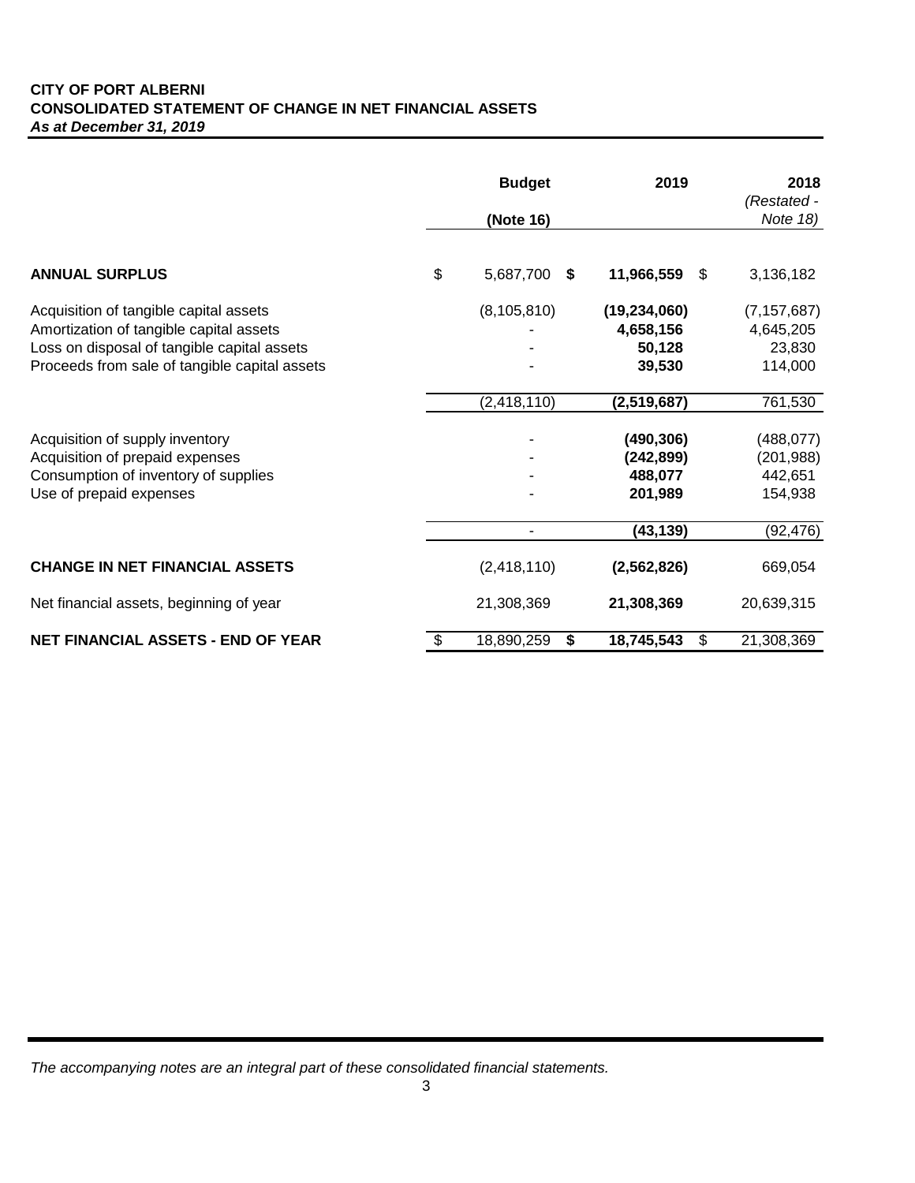**CITY OF PORT ALBERNI**
**CONSOLIDATED STATEMENT OF CHANGE IN NET FINANCIAL ASSETS**
***As at December 31, 2019***

| | Budget (Note 16) | 2019 | 2018 *(Restated - Note 18)* |
|---|---|---|---|
| **ANNUAL SURPLUS** | $ 5,687,700 | **$ 11,966,559** | $ 3,136,182 |
| Acquisition of tangible capital assets | (8,105,810) | **(19,234,060)** | (7,157,687) |
| Amortization of tangible capital assets | - | **4,658,156** | 4,645,205 |
| Loss on disposal of tangible capital assets | - | **50,128** | 23,830 |
| Proceeds from sale of tangible capital assets | - | **39,530** | 114,000 |
| | (2,418,110) | **(2,519,687)** | 761,530 |
| Acquisition of supply inventory | - | **(490,306)** | (488,077) |
| Acquisition of prepaid expenses | - | **(242,899)** | (201,988) |
| Consumption of inventory of supplies | - | **488,077** | 442,651 |
| Use of prepaid expenses | - | **201,989** | 154,938 |
| | - | **(43,139)** | (92,476) |
| **CHANGE IN NET FINANCIAL ASSETS** | (2,418,110) | **(2,562,826)** | 669,054 |
| Net financial assets, beginning of year | 21,308,369 | **21,308,369** | 20,639,315 |
| **NET FINANCIAL ASSETS - END OF YEAR** | $ 18,890,259 | **$ 18,745,543** | $ 21,308,369 |

*The accompanying notes are an integral part of these consolidated financial statements.*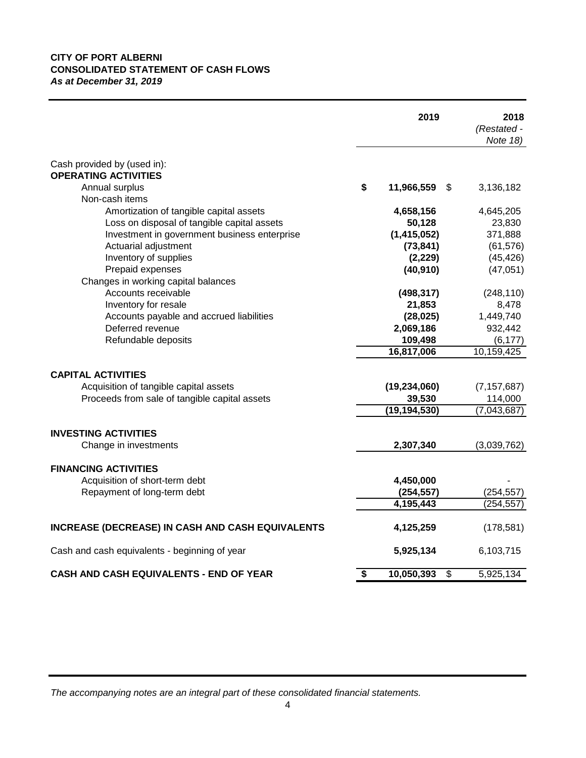**CITY OF PORT ALBERNI**
**CONSOLIDATED STATEMENT OF CASH FLOWS**
***As at December 31, 2019***

| | 2019 | 2018 *(Restated - Note 18)* |
|---|---|---|
| Cash provided by (used in): | | |
| **OPERATING ACTIVITIES** | | |
| Annual surplus | **$ 11,966,559** | $ 3,136,182 |
| Non-cash items | | |
| Amortization of tangible capital assets | **4,658,156** | 4,645,205 |
| Loss on disposal of tangible capital assets | **50,128** | 23,830 |
| Investment in government business enterprise | **(1,415,052)** | 371,888 |
| Actuarial adjustment | **(73,841)** | (61,576) |
| Inventory of supplies | **(2,229)** | (45,426) |
| Prepaid expenses | **(40,910)** | (47,051) |
| Changes in working capital balances | | |
| Accounts receivable | **(498,317)** | (248,110) |
| Inventory for resale | **21,853** | 8,478 |
| Accounts payable and accrued liabilities | **(28,025)** | 1,449,740 |
| Deferred revenue | **2,069,186** | 932,442 |
| Refundable deposits | **109,498** | (6,177) |
| | **16,817,006** | 10,159,425 |
| **CAPITAL ACTIVITIES** | | |
| Acquisition of tangible capital assets | **(19,234,060)** | (7,157,687) |
| Proceeds from sale of tangible capital assets | **39,530** | 114,000 |
| | **(19,194,530)** | (7,043,687) |
| **INVESTING ACTIVITIES** | | |
| Change in investments | **2,307,340** | (3,039,762) |
| **FINANCING ACTIVITIES** | | |
| Acquisition of short-term debt | **4,450,000** | - |
| Repayment of long-term debt | **(254,557)** | (254,557) |
| | **4,195,443** | (254,557) |
| **INCREASE (DECREASE) IN CASH AND CASH EQUIVALENTS** | **4,125,259** | (178,581) |
| Cash and cash equivalents - beginning of year | **5,925,134** | 6,103,715 |
| **CASH AND CASH EQUIVALENTS - END OF YEAR** | **$ 10,050,393** | $ 5,925,134 |

*The accompanying notes are an integral part of these consolidated financial statements.*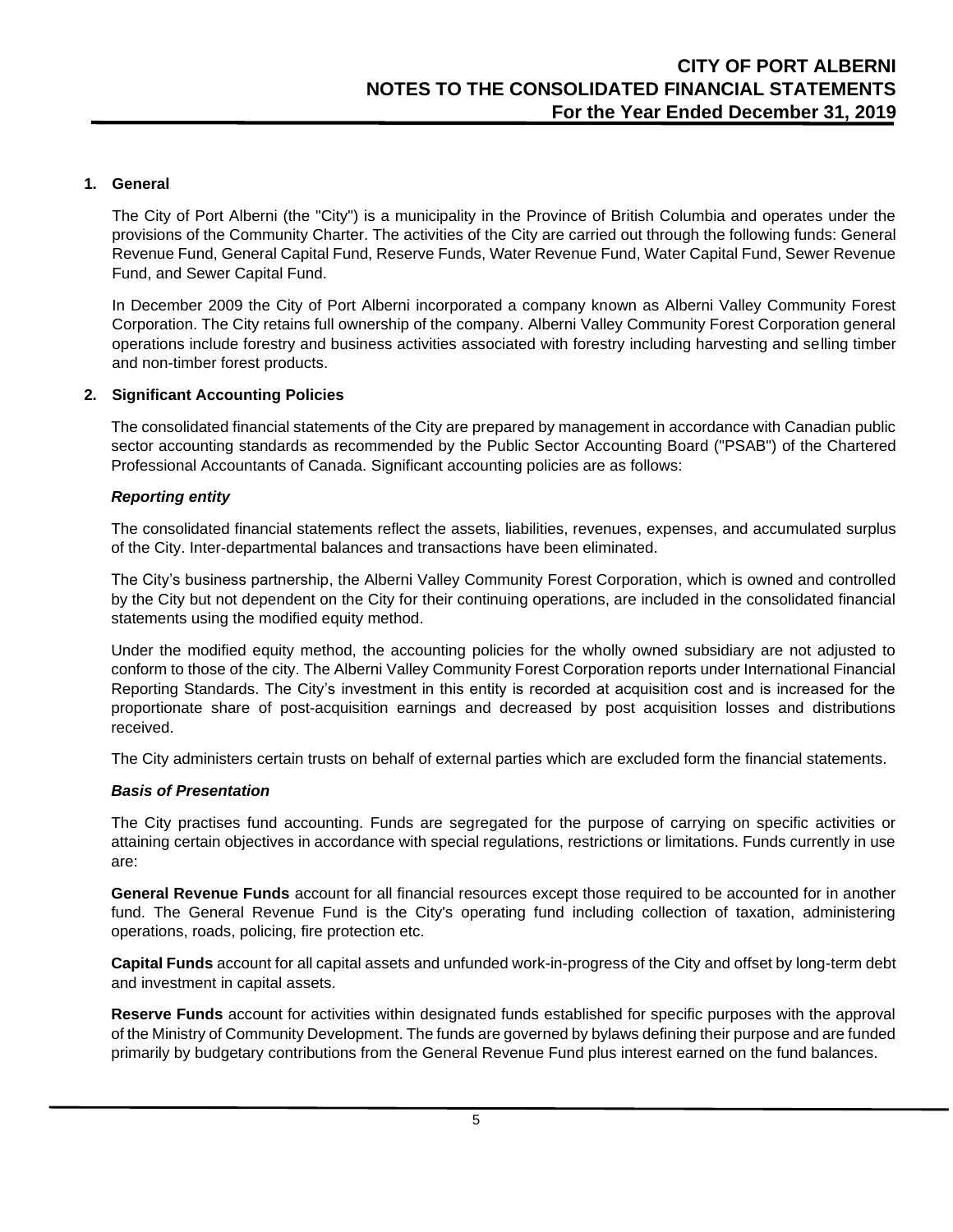## 1. General

The City of Port Alberni (the "City") is a municipality in the Province of British Columbia and operates under the provisions of the Community Charter. The activities of the City are carried out through the following funds: General Revenue Fund, General Capital Fund, Reserve Funds, Water Revenue Fund, Water Capital Fund, Sewer Revenue Fund, and Sewer Capital Fund.

In December 2009 the City of Port Alberni incorporated a company known as Alberni Valley Community Forest Corporation. The City retains full ownership of the company. Alberni Valley Community Forest Corporation general operations include forestry and business activities associated with forestry including harvesting and selling timber and non-timber forest products.

## 2. Significant Accounting Policies

The consolidated financial statements of the City are prepared by management in accordance with Canadian public sector accounting standards as recommended by the Public Sector Accounting Board ("PSAB") of the Chartered Professional Accountants of Canada. Significant accounting policies are as follows:

### *Reporting entity*

The consolidated financial statements reflect the assets, liabilities, revenues, expenses, and accumulated surplus of the City. Inter-departmental balances and transactions have been eliminated.

The City's business partnership, the Alberni Valley Community Forest Corporation, which is owned and controlled by the City but not dependent on the City for their continuing operations, are included in the consolidated financial statements using the modified equity method.

Under the modified equity method, the accounting policies for the wholly owned subsidiary are not adjusted to conform to those of the city. The Alberni Valley Community Forest Corporation reports under International Financial Reporting Standards. The City's investment in this entity is recorded at acquisition cost and is increased for the proportionate share of post-acquisition earnings and decreased by post acquisition losses and distributions received.

The City administers certain trusts on behalf of external parties which are excluded form the financial statements.

### *Basis of Presentation*

The City practises fund accounting. Funds are segregated for the purpose of carrying on specific activities or attaining certain objectives in accordance with special regulations, restrictions or limitations. Funds currently in use are:

**General Revenue Funds** account for all financial resources except those required to be accounted for in another fund. The General Revenue Fund is the City's operating fund including collection of taxation, administering operations, roads, policing, fire protection etc.

**Capital Funds** account for all capital assets and unfunded work-in-progress of the City and offset by long-term debt and investment in capital assets.

**Reserve Funds** account for activities within designated funds established for specific purposes with the approval of the Ministry of Community Development. The funds are governed by bylaws defining their purpose and are funded primarily by budgetary contributions from the General Revenue Fund plus interest earned on the fund balances.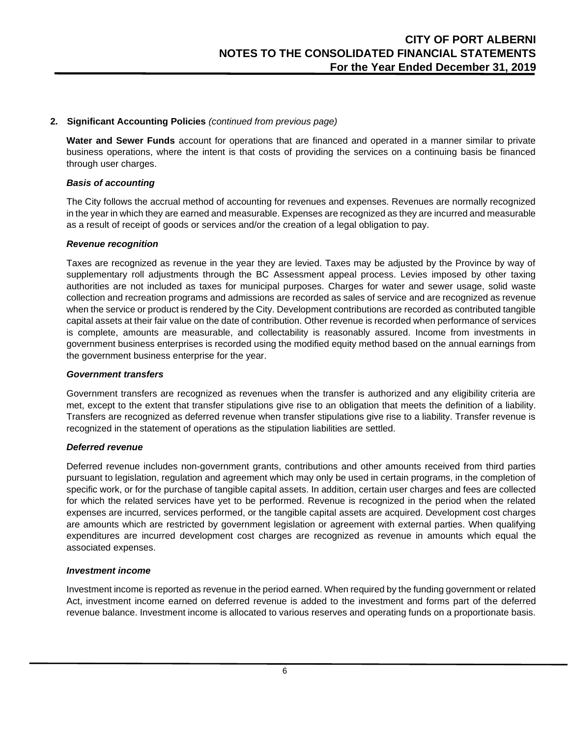## 2. Significant Accounting Policies *(continued from previous page)*

**Water and Sewer Funds** account for operations that are financed and operated in a manner similar to private business operations, where the intent is that costs of providing the services on a continuing basis be financed through user charges.

### *Basis of accounting*

The City follows the accrual method of accounting for revenues and expenses. Revenues are normally recognized in the year in which they are earned and measurable. Expenses are recognized as they are incurred and measurable as a result of receipt of goods or services and/or the creation of a legal obligation to pay.

### *Revenue recognition*

Taxes are recognized as revenue in the year they are levied. Taxes may be adjusted by the Province by way of supplementary roll adjustments through the BC Assessment appeal process. Levies imposed by other taxing authorities are not included as taxes for municipal purposes. Charges for water and sewer usage, solid waste collection and recreation programs and admissions are recorded as sales of service and are recognized as revenue when the service or product is rendered by the City. Development contributions are recorded as contributed tangible capital assets at their fair value on the date of contribution. Other revenue is recorded when performance of services is complete, amounts are measurable, and collectability is reasonably assured. Income from investments in government business enterprises is recorded using the modified equity method based on the annual earnings from the government business enterprise for the year.

### *Government transfers*

Government transfers are recognized as revenues when the transfer is authorized and any eligibility criteria are met, except to the extent that transfer stipulations give rise to an obligation that meets the definition of a liability. Transfers are recognized as deferred revenue when transfer stipulations give rise to a liability. Transfer revenue is recognized in the statement of operations as the stipulation liabilities are settled.

### *Deferred revenue*

Deferred revenue includes non-government grants, contributions and other amounts received from third parties pursuant to legislation, regulation and agreement which may only be used in certain programs, in the completion of specific work, or for the purchase of tangible capital assets. In addition, certain user charges and fees are collected for which the related services have yet to be performed. Revenue is recognized in the period when the related expenses are incurred, services performed, or the tangible capital assets are acquired. Development cost charges are amounts which are restricted by government legislation or agreement with external parties. When qualifying expenditures are incurred development cost charges are recognized as revenue in amounts which equal the associated expenses.

### *Investment income*

Investment income is reported as revenue in the period earned. When required by the funding government or related Act, investment income earned on deferred revenue is added to the investment and forms part of the deferred revenue balance. Investment income is allocated to various reserves and operating funds on a proportionate basis.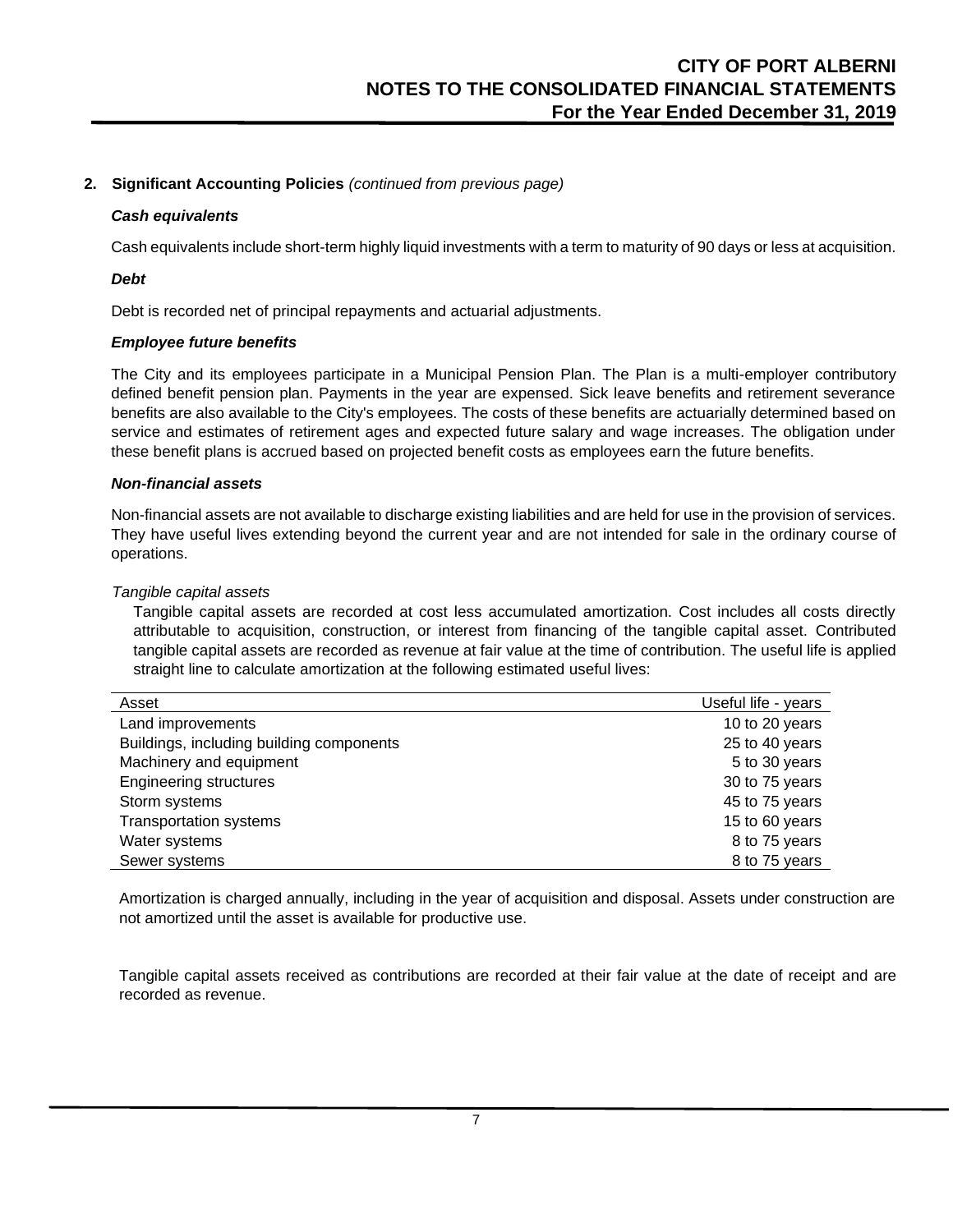## 2. Significant Accounting Policies *(continued from previous page)*

### *Cash equivalents*

Cash equivalents include short-term highly liquid investments with a term to maturity of 90 days or less at acquisition.

### *Debt*

Debt is recorded net of principal repayments and actuarial adjustments.

### *Employee future benefits*

The City and its employees participate in a Municipal Pension Plan. The Plan is a multi-employer contributory defined benefit pension plan. Payments in the year are expensed. Sick leave benefits and retirement severance benefits are also available to the City's employees. The costs of these benefits are actuarially determined based on service and estimates of retirement ages and expected future salary and wage increases. The obligation under these benefit plans is accrued based on projected benefit costs as employees earn the future benefits.

### *Non-financial assets*

Non-financial assets are not available to discharge existing liabilities and are held for use in the provision of services. They have useful lives extending beyond the current year and are not intended for sale in the ordinary course of operations.

*Tangible capital assets*

Tangible capital assets are recorded at cost less accumulated amortization. Cost includes all costs directly attributable to acquisition, construction, or interest from financing of the tangible capital asset. Contributed tangible capital assets are recorded as revenue at fair value at the time of contribution. The useful life is applied straight line to calculate amortization at the following estimated useful lives:

| Asset | Useful life - years |
|---|---|
| Land improvements | 10 to 20 years |
| Buildings, including building components | 25 to 40 years |
| Machinery and equipment | 5 to 30 years |
| Engineering structures | 30 to 75 years |
| Storm systems | 45 to 75 years |
| Transportation systems | 15 to 60 years |
| Water systems | 8 to 75 years |
| Sewer systems | 8 to 75 years |

Amortization is charged annually, including in the year of acquisition and disposal. Assets under construction are not amortized until the asset is available for productive use.

Tangible capital assets received as contributions are recorded at their fair value at the date of receipt and are recorded as revenue.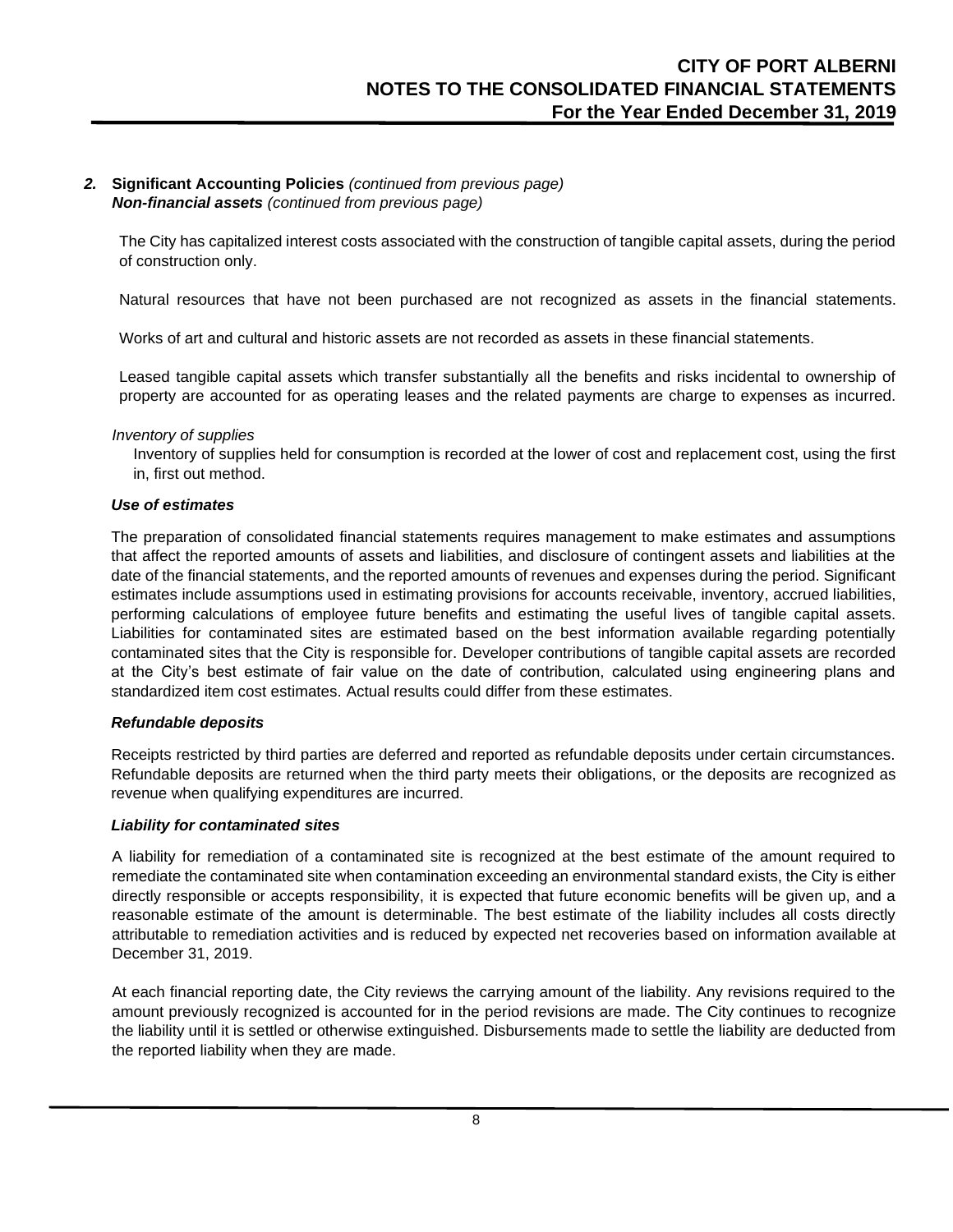## 2. **Significant Accounting Policies** *(continued from previous page)*

***Non-financial assets*** *(continued from previous page)*

The City has capitalized interest costs associated with the construction of tangible capital assets, during the period of construction only.

Natural resources that have not been purchased are not recognized as assets in the financial statements.

Works of art and cultural and historic assets are not recorded as assets in these financial statements.

Leased tangible capital assets which transfer substantially all the benefits and risks incidental to ownership of property are accounted for as operating leases and the related payments are charge to expenses as incurred.

*Inventory of supplies*

Inventory of supplies held for consumption is recorded at the lower of cost and replacement cost, using the first in, first out method.

***Use of estimates***

The preparation of consolidated financial statements requires management to make estimates and assumptions that affect the reported amounts of assets and liabilities, and disclosure of contingent assets and liabilities at the date of the financial statements, and the reported amounts of revenues and expenses during the period. Significant estimates include assumptions used in estimating provisions for accounts receivable, inventory, accrued liabilities, performing calculations of employee future benefits and estimating the useful lives of tangible capital assets. Liabilities for contaminated sites are estimated based on the best information available regarding potentially contaminated sites that the City is responsible for. Developer contributions of tangible capital assets are recorded at the City's best estimate of fair value on the date of contribution, calculated using engineering plans and standardized item cost estimates. Actual results could differ from these estimates.

***Refundable deposits***

Receipts restricted by third parties are deferred and reported as refundable deposits under certain circumstances. Refundable deposits are returned when the third party meets their obligations, or the deposits are recognized as revenue when qualifying expenditures are incurred.

***Liability for contaminated sites***

A liability for remediation of a contaminated site is recognized at the best estimate of the amount required to remediate the contaminated site when contamination exceeding an environmental standard exists, the City is either directly responsible or accepts responsibility, it is expected that future economic benefits will be given up, and a reasonable estimate of the amount is determinable. The best estimate of the liability includes all costs directly attributable to remediation activities and is reduced by expected net recoveries based on information available at December 31, 2019.

At each financial reporting date, the City reviews the carrying amount of the liability. Any revisions required to the amount previously recognized is accounted for in the period revisions are made. The City continues to recognize the liability until it is settled or otherwise extinguished. Disbursements made to settle the liability are deducted from the reported liability when they are made.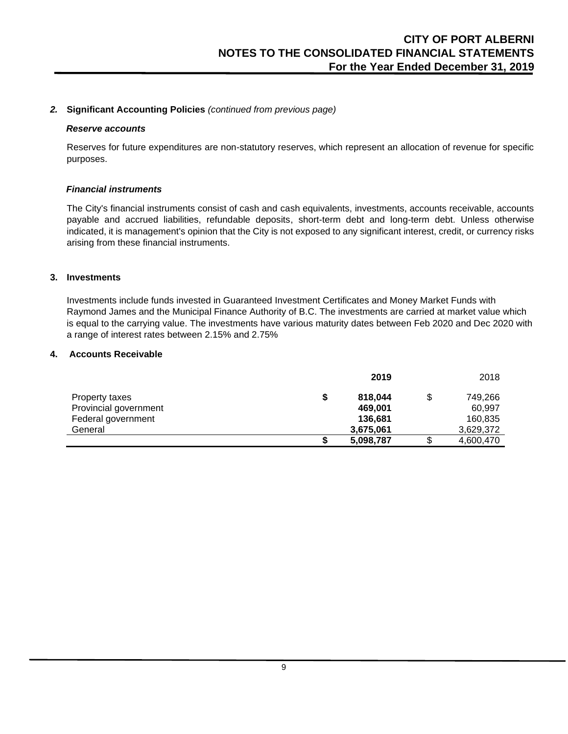### *2.* Significant Accounting Policies *(continued from previous page)*

#### *Reserve accounts*

Reserves for future expenditures are non-statutory reserves, which represent an allocation of revenue for specific purposes.

#### *Financial instruments*

The City's financial instruments consist of cash and cash equivalents, investments, accounts receivable, accounts payable and accrued liabilities, refundable deposits, short-term debt and long-term debt. Unless otherwise indicated, it is management's opinion that the City is not exposed to any significant interest, credit, or currency risks arising from these financial instruments.

### 3. Investments

Investments include funds invested in Guaranteed Investment Certificates and Money Market Funds with Raymond James and the Municipal Finance Authority of B.C. The investments are carried at market value which is equal to the carrying value. The investments have various maturity dates between Feb 2020 and Dec 2020 with a range of interest rates between 2.15% and 2.75%

### 4. Accounts Receivable

| | **2019** | 2018 |
|---|---|---|
| Property taxes | **$ 818,044** | $ 749,266 |
| Provincial government | **469,001** | 60,997 |
| Federal government | **136,681** | 160,835 |
| General | **3,675,061** | 3,629,372 |
| | **$ 5,098,787** | $ 4,600,470 |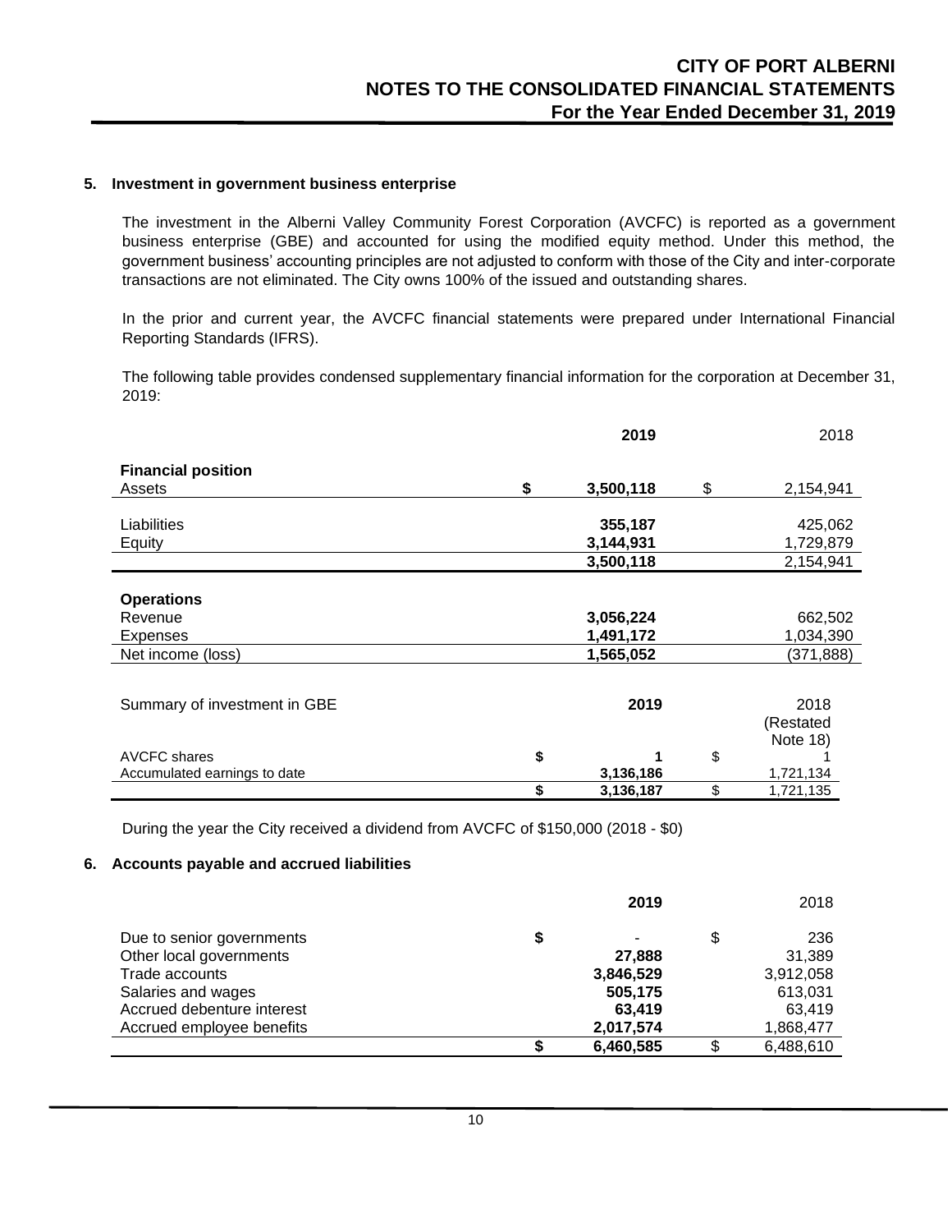## 5. Investment in government business enterprise

The investment in the Alberni Valley Community Forest Corporation (AVCFC) is reported as a government business enterprise (GBE) and accounted for using the modified equity method. Under this method, the government business' accounting principles are not adjusted to conform with those of the City and inter-corporate transactions are not eliminated. The City owns 100% of the issued and outstanding shares.

In the prior and current year, the AVCFC financial statements were prepared under International Financial Reporting Standards (IFRS).

The following table provides condensed supplementary financial information for the corporation at December 31, 2019:

| | **2019** | 2018 |
|---|---|---|
| **Financial position** | | |
| Assets | **$ 3,500,118** | $ 2,154,941 |
| | | |
| Liabilities | **355,187** | 425,062 |
| Equity | **3,144,931** | 1,729,879 |
| | **3,500,118** | 2,154,941 |
| **Operations** | | |
| Revenue | **3,056,224** | 662,502 |
| Expenses | **1,491,172** | 1,034,390 |
| Net income (loss) | **1,565,052** | (371,888) |

| Summary of investment in GBE | **2019** | 2018 (Restated Note 18) |
|---|---|---|
| AVCFC shares | **$ 1** | $ 1 |
| Accumulated earnings to date | **3,136,186** | 1,721,134 |
| | **$ 3,136,187** | $ 1,721,135 |

During the year the City received a dividend from AVCFC of $150,000 (2018 - $0)

## 6. Accounts payable and accrued liabilities

| | **2019** | 2018 |
|---|---|---|
| Due to senior governments | **$ -** | $ 236 |
| Other local governments | **27,888** | 31,389 |
| Trade accounts | **3,846,529** | 3,912,058 |
| Salaries and wages | **505,175** | 613,031 |
| Accrued debenture interest | **63,419** | 63,419 |
| Accrued employee benefits | **2,017,574** | 1,868,477 |
| | **$ 6,460,585** | $ 6,488,610 |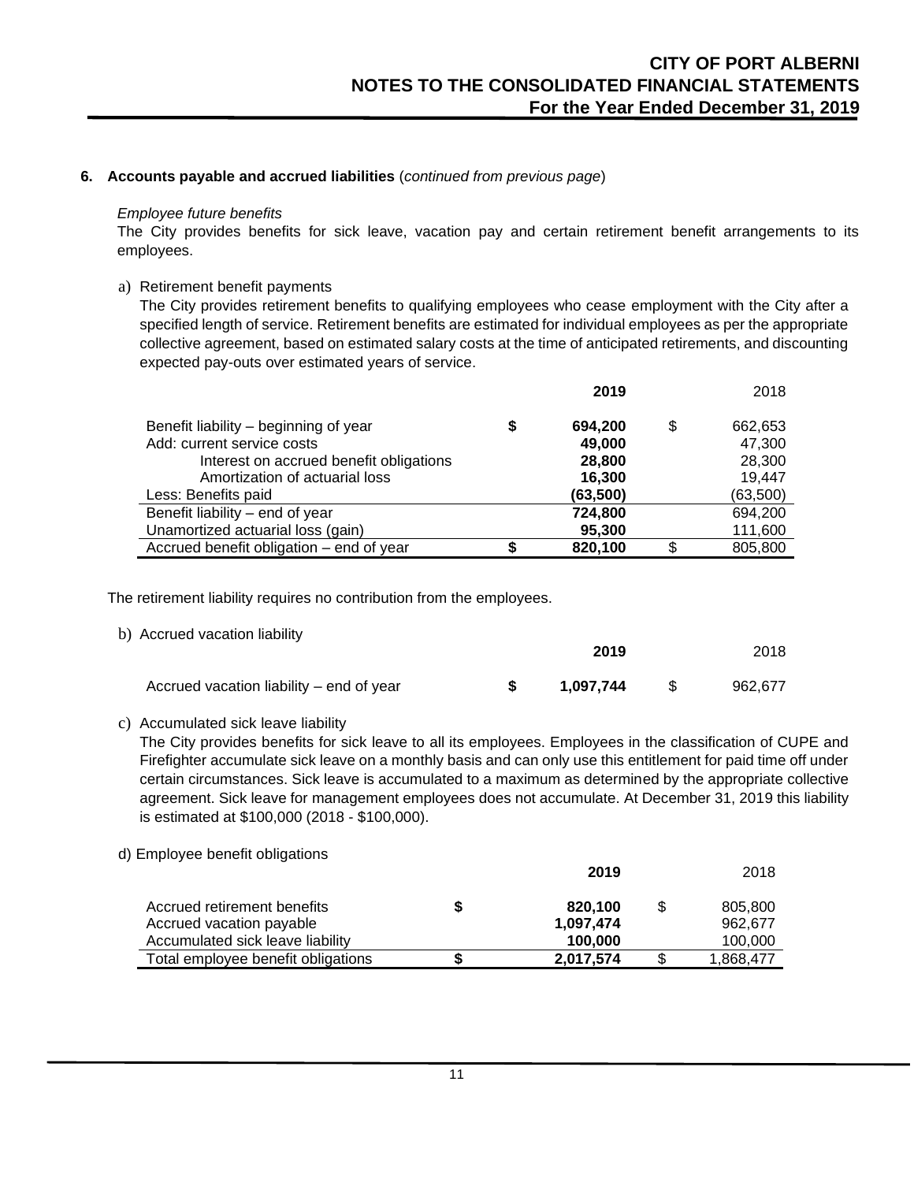### 6. Accounts payable and accrued liabilities (*continued from previous page*)

*Employee future benefits*

The City provides benefits for sick leave, vacation pay and certain retirement benefit arrangements to its employees.

a) Retirement benefit payments

The City provides retirement benefits to qualifying employees who cease employment with the City after a specified length of service. Retirement benefits are estimated for individual employees as per the appropriate collective agreement, based on estimated salary costs at the time of anticipated retirements, and discounting expected pay-outs over estimated years of service.

| | | **2019** | | 2018 |
|---|---|---|---|---|
| Benefit liability – beginning of year | **$** | **694,200** | $ | 662,653 |
| Add: current service costs | | **49,000** | | 47,300 |
| Interest on accrued benefit obligations | | **28,800** | | 28,300 |
| Amortization of actuarial loss | | **16,300** | | 19,447 |
| Less: Benefits paid | | **(63,500)** | | (63,500) |
| Benefit liability – end of year | | **724,800** | | 694,200 |
| Unamortized actuarial loss (gain) | | **95,300** | | 111,600 |
| Accrued benefit obligation – end of year | **$** | **820,100** | $ | 805,800 |

The retirement liability requires no contribution from the employees.

b) Accrued vacation liability

| | | **2019** | | 2018 |
|---|---|---|---|---|
| Accrued vacation liability – end of year | **$** | **1,097,744** | $ | 962,677 |

c) Accumulated sick leave liability

The City provides benefits for sick leave to all its employees. Employees in the classification of CUPE and Firefighter accumulate sick leave on a monthly basis and can only use this entitlement for paid time off under certain circumstances. Sick leave is accumulated to a maximum as determined by the appropriate collective agreement. Sick leave for management employees does not accumulate. At December 31, 2019 this liability is estimated at $100,000 (2018 - $100,000).

d) Employee benefit obligations

| | | **2019** | | 2018 |
|---|---|---|---|---|
| Accrued retirement benefits | **$** | **820,100** | $ | 805,800 |
| Accrued vacation payable | | **1,097,474** | | 962,677 |
| Accumulated sick leave liability | | **100,000** | | 100,000 |
| Total employee benefit obligations | **$** | **2,017,574** | $ | 1,868,477 |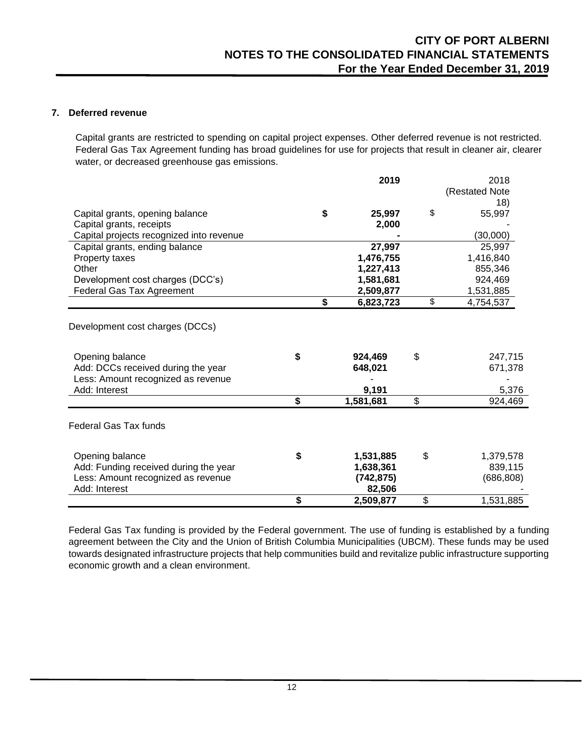## 7. Deferred revenue

Capital grants are restricted to spending on capital project expenses. Other deferred revenue is not restricted. Federal Gas Tax Agreement funding has broad guidelines for use for projects that result in cleaner air, clearer water, or decreased greenhouse gas emissions.

| | 2019 | 2018 (Restated Note 18) |
|---|---|---|
| Capital grants, opening balance | $ 25,997 | $ 55,997 |
| Capital grants, receipts | 2,000 | - |
| Capital projects recognized into revenue | - | (30,000) |
| Capital grants, ending balance | 27,997 | 25,997 |
| Property taxes | 1,476,755 | 1,416,840 |
| Other | 1,227,413 | 855,346 |
| Development cost charges (DCC's) | 1,581,681 | 924,469 |
| Federal Gas Tax Agreement | 2,509,877 | 1,531,885 |
| | $ 6,823,723 | $ 4,754,537 |

Development cost charges (DCCs)

| | 2019 | 2018 |
|---|---|---|
| Opening balance | $ 924,469 | $ 247,715 |
| Add: DCCs received during the year | 648,021 | 671,378 |
| Less: Amount recognized as revenue | - | - |
| Add: Interest | 9,191 | 5,376 |
| | $ 1,581,681 | $ 924,469 |

Federal Gas Tax funds

| | 2019 | 2018 |
|---|---|---|
| Opening balance | $ 1,531,885 | $ 1,379,578 |
| Add: Funding received during the year | 1,638,361 | 839,115 |
| Less: Amount recognized as revenue | (742,875) | (686,808) |
| Add: Interest | 82,506 | - |
| | $ 2,509,877 | $ 1,531,885 |

Federal Gas Tax funding is provided by the Federal government. The use of funding is established by a funding agreement between the City and the Union of British Columbia Municipalities (UBCM). These funds may be used towards designated infrastructure projects that help communities build and revitalize public infrastructure supporting economic growth and a clean environment.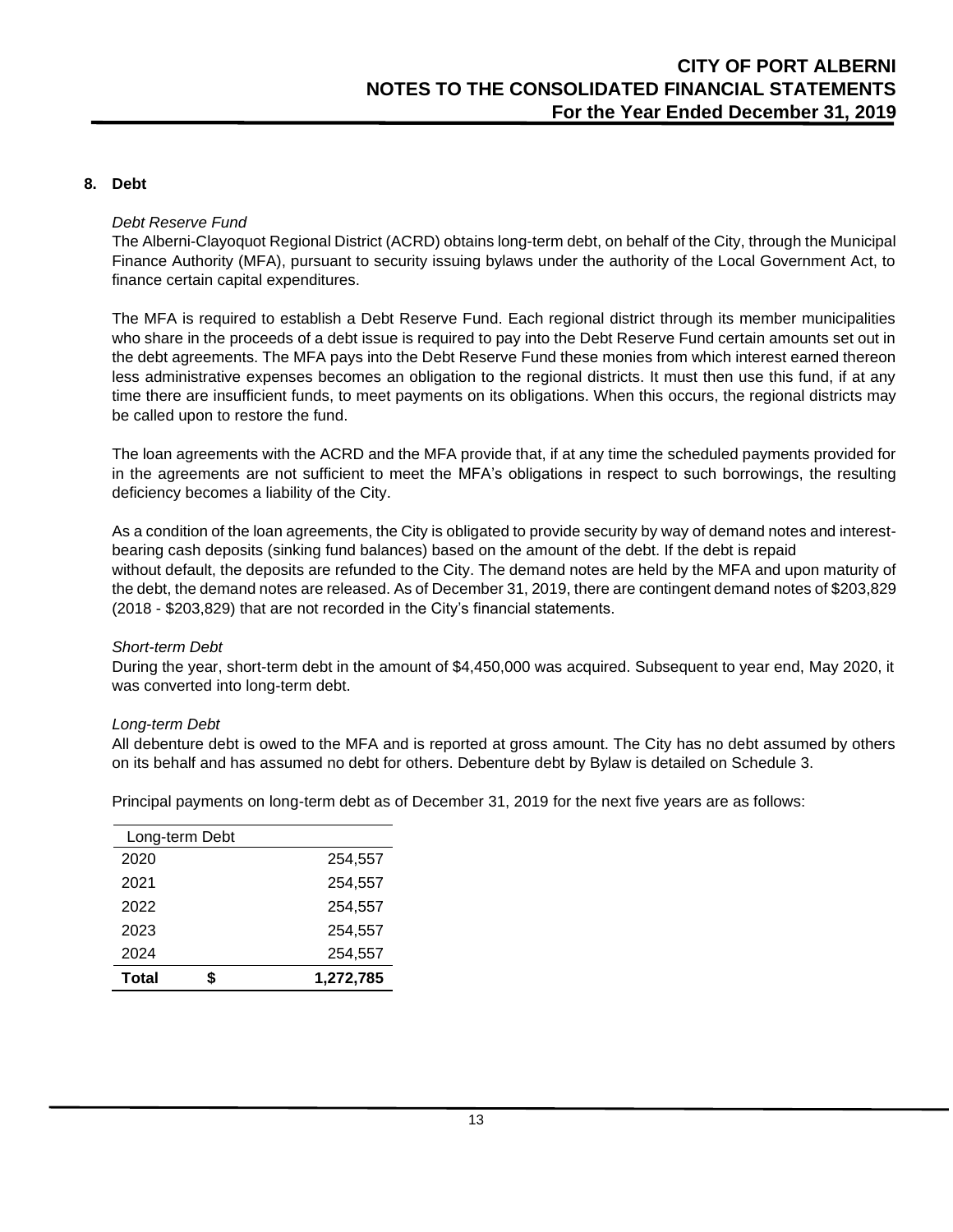## 8. Debt

*Debt Reserve Fund*

The Alberni-Clayoquot Regional District (ACRD) obtains long-term debt, on behalf of the City, through the Municipal Finance Authority (MFA), pursuant to security issuing bylaws under the authority of the Local Government Act, to finance certain capital expenditures.

The MFA is required to establish a Debt Reserve Fund. Each regional district through its member municipalities who share in the proceeds of a debt issue is required to pay into the Debt Reserve Fund certain amounts set out in the debt agreements. The MFA pays into the Debt Reserve Fund these monies from which interest earned thereon less administrative expenses becomes an obligation to the regional districts. It must then use this fund, if at any time there are insufficient funds, to meet payments on its obligations. When this occurs, the regional districts may be called upon to restore the fund.

The loan agreements with the ACRD and the MFA provide that, if at any time the scheduled payments provided for in the agreements are not sufficient to meet the MFA's obligations in respect to such borrowings, the resulting deficiency becomes a liability of the City.

As a condition of the loan agreements, the City is obligated to provide security by way of demand notes and interest-bearing cash deposits (sinking fund balances) based on the amount of the debt. If the debt is repaid without default, the deposits are refunded to the City. The demand notes are held by the MFA and upon maturity of the debt, the demand notes are released. As of December 31, 2019, there are contingent demand notes of $203,829 (2018 - $203,829) that are not recorded in the City's financial statements.

*Short-term Debt*

During the year, short-term debt in the amount of $4,450,000 was acquired. Subsequent to year end, May 2020, it was converted into long-term debt.

*Long-term Debt*

All debenture debt is owed to the MFA and is reported at gross amount. The City has no debt assumed by others on its behalf and has assumed no debt for others. Debenture debt by Bylaw is detailed on Schedule 3.

Principal payments on long-term debt as of December 31, 2019 for the next five years are as follows:

| Long-term Debt | | |
|---|---|---|
| 2020 | | 254,557 |
| 2021 | | 254,557 |
| 2022 | | 254,557 |
| 2023 | | 254,557 |
| 2024 | | 254,557 |
| **Total** | **$** | **1,272,785** |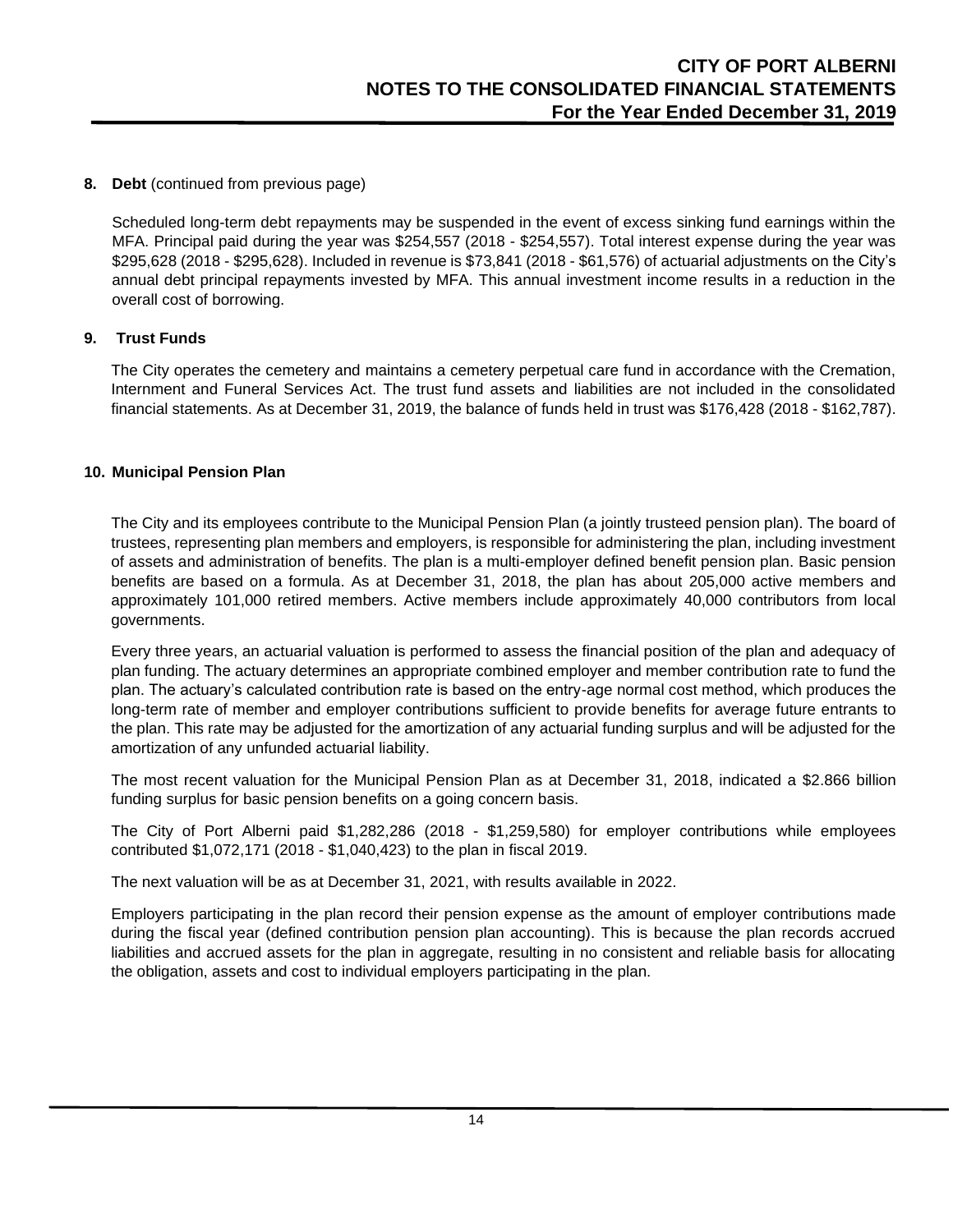**8. Debt** (continued from previous page)

Scheduled long-term debt repayments may be suspended in the event of excess sinking fund earnings within the MFA. Principal paid during the year was $254,557 (2018 - $254,557). Total interest expense during the year was $295,628 (2018 - $295,628). Included in revenue is $73,841 (2018 - $61,576) of actuarial adjustments on the City's annual debt principal repayments invested by MFA. This annual investment income results in a reduction in the overall cost of borrowing.

**9. Trust Funds**

The City operates the cemetery and maintains a cemetery perpetual care fund in accordance with the Cremation, Internment and Funeral Services Act. The trust fund assets and liabilities are not included in the consolidated financial statements. As at December 31, 2019, the balance of funds held in trust was $176,428 (2018 - $162,787).

**10. Municipal Pension Plan**

The City and its employees contribute to the Municipal Pension Plan (a jointly trusteed pension plan). The board of trustees, representing plan members and employers, is responsible for administering the plan, including investment of assets and administration of benefits. The plan is a multi-employer defined benefit pension plan. Basic pension benefits are based on a formula. As at December 31, 2018, the plan has about 205,000 active members and approximately 101,000 retired members. Active members include approximately 40,000 contributors from local governments.

Every three years, an actuarial valuation is performed to assess the financial position of the plan and adequacy of plan funding. The actuary determines an appropriate combined employer and member contribution rate to fund the plan. The actuary's calculated contribution rate is based on the entry-age normal cost method, which produces the long-term rate of member and employer contributions sufficient to provide benefits for average future entrants to the plan. This rate may be adjusted for the amortization of any actuarial funding surplus and will be adjusted for the amortization of any unfunded actuarial liability.

The most recent valuation for the Municipal Pension Plan as at December 31, 2018, indicated a $2.866 billion funding surplus for basic pension benefits on a going concern basis.

The City of Port Alberni paid $1,282,286 (2018 - $1,259,580) for employer contributions while employees contributed $1,072,171 (2018 - $1,040,423) to the plan in fiscal 2019.

The next valuation will be as at December 31, 2021, with results available in 2022.

Employers participating in the plan record their pension expense as the amount of employer contributions made during the fiscal year (defined contribution pension plan accounting). This is because the plan records accrued liabilities and accrued assets for the plan in aggregate, resulting in no consistent and reliable basis for allocating the obligation, assets and cost to individual employers participating in the plan.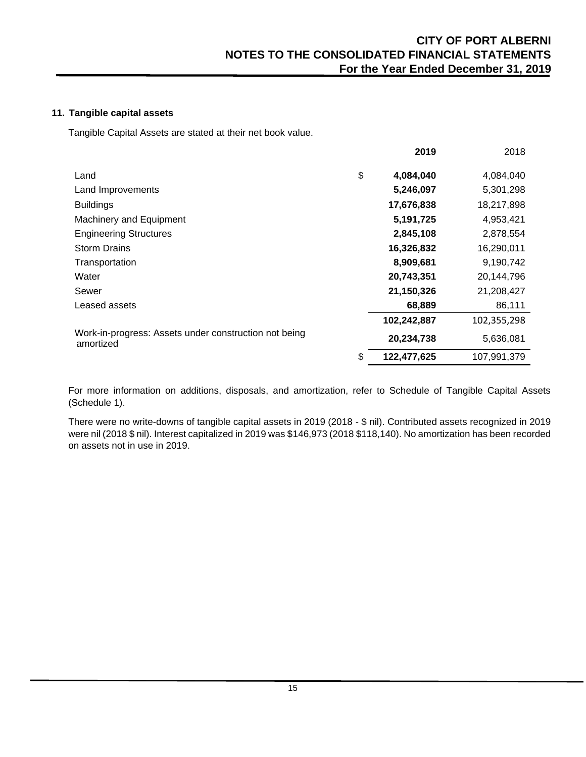## 11. Tangible capital assets

Tangible Capital Assets are stated at their net book value.

| | | 2019 | 2018 |
|---|---|---|---|
| Land | $ | **4,084,040** | 4,084,040 |
| Land Improvements | | **5,246,097** | 5,301,298 |
| Buildings | | **17,676,838** | 18,217,898 |
| Machinery and Equipment | | **5,191,725** | 4,953,421 |
| Engineering Structures | | **2,845,108** | 2,878,554 |
| Storm Drains | | **16,326,832** | 16,290,011 |
| Transportation | | **8,909,681** | 9,190,742 |
| Water | | **20,743,351** | 20,144,796 |
| Sewer | | **21,150,326** | 21,208,427 |
| Leased assets | | **68,889** | 86,111 |
| | | **102,242,887** | 102,355,298 |
| Work-in-progress: Assets under construction not being amortized | | **20,234,738** | 5,636,081 |
| | $ | **122,477,625** | 107,991,379 |

For more information on additions, disposals, and amortization, refer to Schedule of Tangible Capital Assets (Schedule 1).

There were no write-downs of tangible capital assets in 2019 (2018 - $ nil). Contributed assets recognized in 2019 were nil (2018 $ nil). Interest capitalized in 2019 was $146,973 (2018 $118,140). No amortization has been recorded on assets not in use in 2019.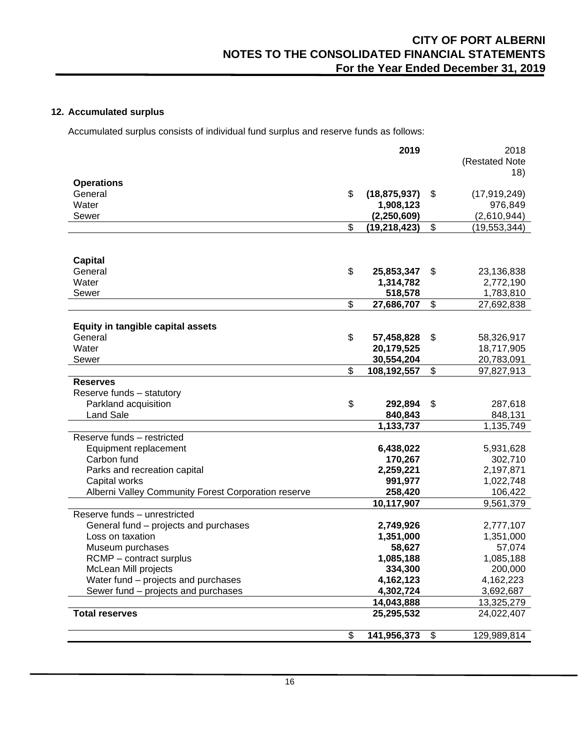## 12. Accumulated surplus

Accumulated surplus consists of individual fund surplus and reserve funds as follows:

| | 2019 | 2018 (Restated Note 18) |
|---|---|---|
| **Operations** | | |
| General | $ **(18,875,937)** | $ (17,919,249) |
| Water | **1,908,123** | 976,849 |
| Sewer | **(2,250,609)** | (2,610,944) |
| | $ **(19,218,423)** | $ (19,553,344) |
| **Capital** | | |
| General | $ **25,853,347** | $ 23,136,838 |
| Water | **1,314,782** | 2,772,190 |
| Sewer | **518,578** | 1,783,810 |
| | $ **27,686,707** | $ 27,692,838 |
| **Equity in tangible capital assets** | | |
| General | $ **57,458,828** | $ 58,326,917 |
| Water | **20,179,525** | 18,717,905 |
| Sewer | **30,554,204** | 20,783,091 |
| | $ **108,192,557** | $ 97,827,913 |
| **Reserves** | | |
| Reserve funds – statutory | | |
| Parkland acquisition | $ **292,894** | $ 287,618 |
| Land Sale | **840,843** | 848,131 |
| | **1,133,737** | 1,135,749 |
| Reserve funds – restricted | | |
| Equipment replacement | **6,438,022** | 5,931,628 |
| Carbon fund | **170,267** | 302,710 |
| Parks and recreation capital | **2,259,221** | 2,197,871 |
| Capital works | **991,977** | 1,022,748 |
| Alberni Valley Community Forest Corporation reserve | **258,420** | 106,422 |
| | **10,117,907** | 9,561,379 |
| Reserve funds – unrestricted | | |
| General fund – projects and purchases | **2,749,926** | 2,777,107 |
| Loss on taxation | **1,351,000** | 1,351,000 |
| Museum purchases | **58,627** | 57,074 |
| RCMP – contract surplus | **1,085,188** | 1,085,188 |
| McLean Mill projects | **334,300** | 200,000 |
| Water fund – projects and purchases | **4,162,123** | 4,162,223 |
| Sewer fund – projects and purchases | **4,302,724** | 3,692,687 |
| | **14,043,888** | 13,325,279 |
| **Total reserves** | **25,295,532** | 24,022,407 |
| | $ **141,956,373** | $ 129,989,814 |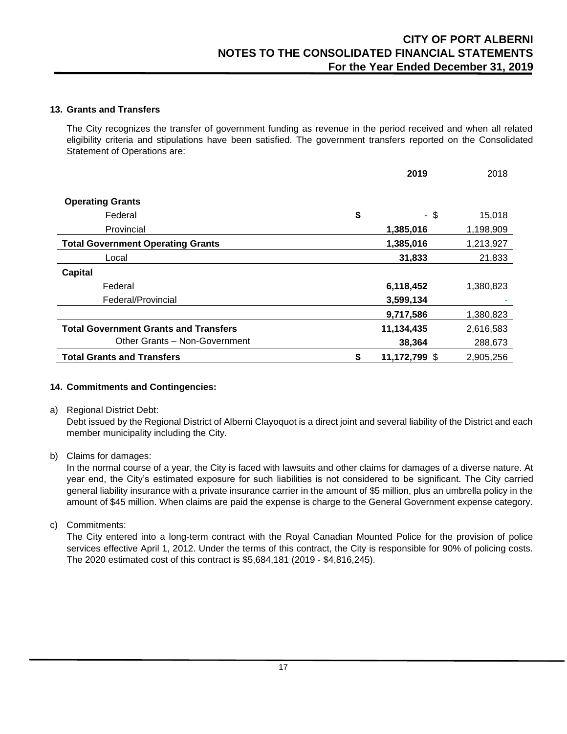## 13. Grants and Transfers

The City recognizes the transfer of government funding as revenue in the period received and when all related eligibility criteria and stipulations have been satisfied. The government transfers reported on the Consolidated Statement of Operations are:

| | **2019** | 2018 |
|---|---|---|
| **Operating Grants** | | |
| Federal | $ - | $ 15,018 |
| Provincial | **1,385,016** | 1,198,909 |
| **Total Government Operating Grants** | **1,385,016** | 1,213,927 |
| Local | **31,833** | 21,833 |
| **Capital** | | |
| Federal | **6,118,452** | 1,380,823 |
| Federal/Provincial | **3,599,134** | - |
| | **9,717,586** | 1,380,823 |
| **Total Government Grants and Transfers** | **11,134,435** | 2,616,583 |
| Other Grants – Non-Government | **38,364** | 288,673 |
| **Total Grants and Transfers** | **$ 11,172,799** | $ 2,905,256 |

## 14. Commitments and Contingencies:

a) Regional District Debt:
Debt issued by the Regional District of Alberni Clayoquot is a direct joint and several liability of the District and each member municipality including the City.

b) Claims for damages:
In the normal course of a year, the City is faced with lawsuits and other claims for damages of a diverse nature. At year end, the City's estimated exposure for such liabilities is not considered to be significant. The City carried general liability insurance with a private insurance carrier in the amount of $5 million, plus an umbrella policy in the amount of $45 million. When claims are paid the expense is charge to the General Government expense category.

c) Commitments:
The City entered into a long-term contract with the Royal Canadian Mounted Police for the provision of police services effective April 1, 2012. Under the terms of this contract, the City is responsible for 90% of policing costs. The 2020 estimated cost of this contract is $5,684,181 (2019 - $4,816,245).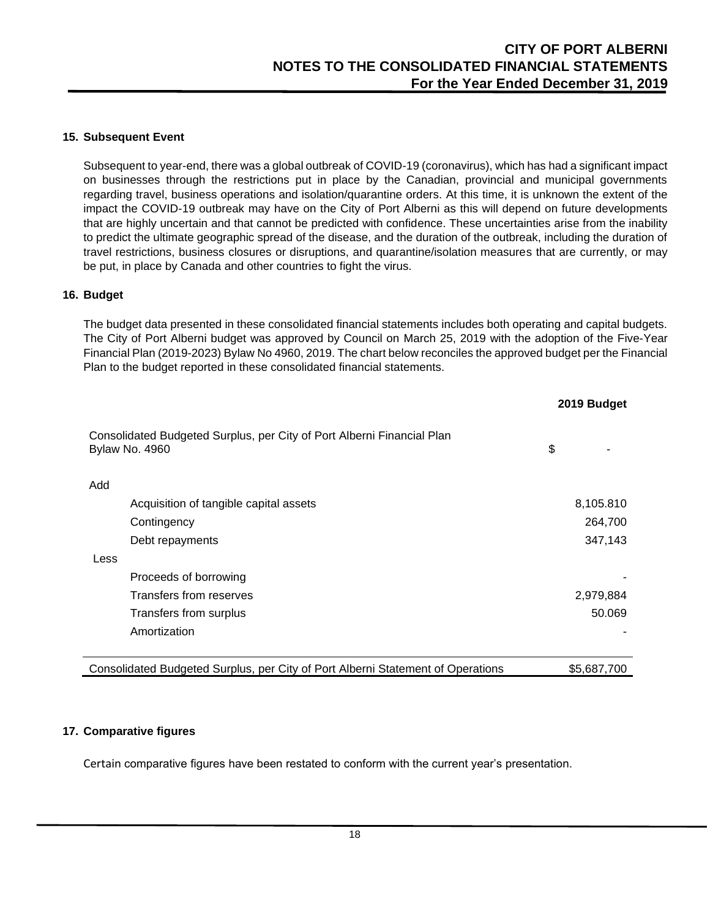## 15. Subsequent Event

Subsequent to year-end, there was a global outbreak of COVID-19 (coronavirus), which has had a significant impact on businesses through the restrictions put in place by the Canadian, provincial and municipal governments regarding travel, business operations and isolation/quarantine orders. At this time, it is unknown the extent of the impact the COVID-19 outbreak may have on the City of Port Alberni as this will depend on future developments that are highly uncertain and that cannot be predicted with confidence. These uncertainties arise from the inability to predict the ultimate geographic spread of the disease, and the duration of the outbreak, including the duration of travel restrictions, business closures or disruptions, and quarantine/isolation measures that are currently, or may be put, in place by Canada and other countries to fight the virus.

## 16. Budget

The budget data presented in these consolidated financial statements includes both operating and capital budgets. The City of Port Alberni budget was approved by Council on March 25, 2019 with the adoption of the Five-Year Financial Plan (2019-2023) Bylaw No 4960, 2019. The chart below reconciles the approved budget per the Financial Plan to the budget reported in these consolidated financial statements.

| | | 2019 Budget |
|---|---|---|
| Consolidated Budgeted Surplus, per City of Port Alberni Financial Plan Bylaw No. 4960 | | $ - |
| Add | | |
| | Acquisition of tangible capital assets | 8,105.810 |
| | Contingency | 264,700 |
| | Debt repayments | 347,143 |
| Less | | |
| | Proceeds of borrowing | - |
| | Transfers from reserves | 2,979,884 |
| | Transfers from surplus | 50.069 |
| | Amortization | - |
| Consolidated Budgeted Surplus, per City of Port Alberni Statement of Operations | | $5,687,700 |

## 17. Comparative figures

Certain comparative figures have been restated to conform with the current year's presentation.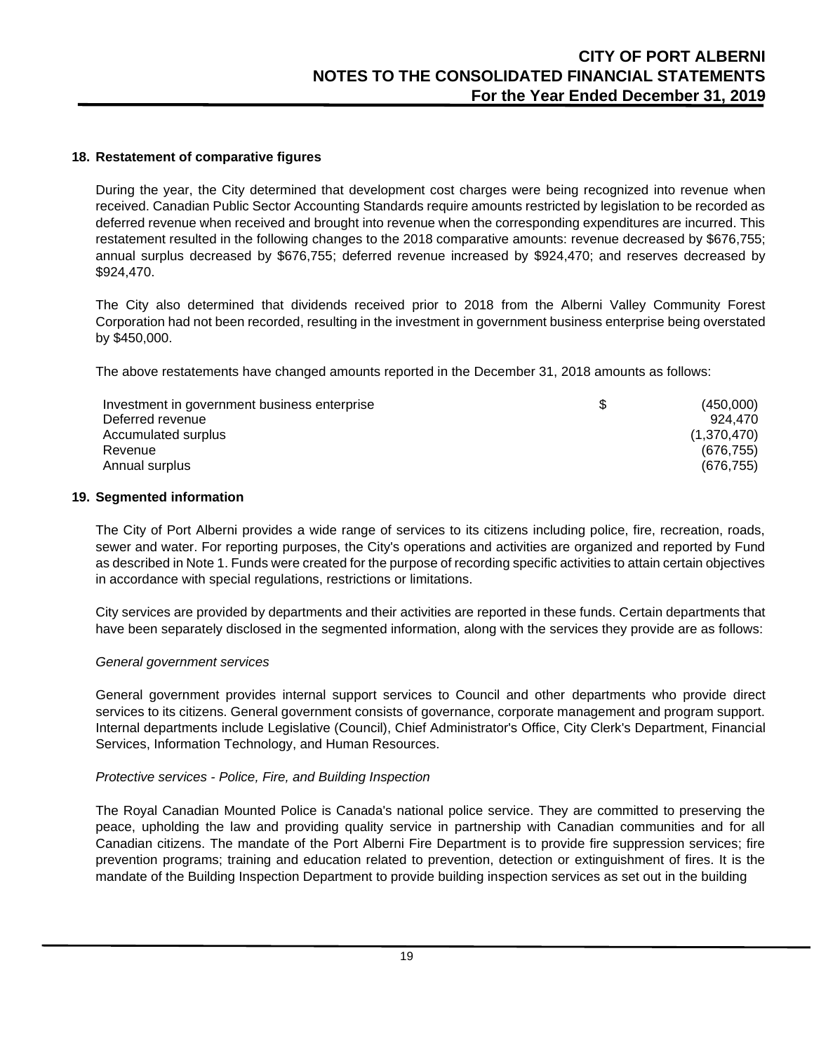## 18. Restatement of comparative figures

During the year, the City determined that development cost charges were being recognized into revenue when received. Canadian Public Sector Accounting Standards require amounts restricted by legislation to be recorded as deferred revenue when received and brought into revenue when the corresponding expenditures are incurred. This restatement resulted in the following changes to the 2018 comparative amounts: revenue decreased by $676,755; annual surplus decreased by $676,755; deferred revenue increased by $924,470; and reserves decreased by $924,470.

The City also determined that dividends received prior to 2018 from the Alberni Valley Community Forest Corporation had not been recorded, resulting in the investment in government business enterprise being overstated by $450,000.

The above restatements have changed amounts reported in the December 31, 2018 amounts as follows:

| | | |
|---|---|---|
| Investment in government business enterprise | $ | (450,000) |
| Deferred revenue | | 924,470 |
| Accumulated surplus | | (1,370,470) |
| Revenue | | (676,755) |
| Annual surplus | | (676,755) |

## 19. Segmented information

The City of Port Alberni provides a wide range of services to its citizens including police, fire, recreation, roads, sewer and water. For reporting purposes, the City's operations and activities are organized and reported by Fund as described in Note 1. Funds were created for the purpose of recording specific activities to attain certain objectives in accordance with special regulations, restrictions or limitations.

City services are provided by departments and their activities are reported in these funds. Certain departments that have been separately disclosed in the segmented information, along with the services they provide are as follows:

*General government services*

General government provides internal support services to Council and other departments who provide direct services to its citizens. General government consists of governance, corporate management and program support. Internal departments include Legislative (Council), Chief Administrator's Office, City Clerk's Department, Financial Services, Information Technology, and Human Resources.

*Protective services - Police, Fire, and Building Inspection*

The Royal Canadian Mounted Police is Canada's national police service. They are committed to preserving the peace, upholding the law and providing quality service in partnership with Canadian communities and for all Canadian citizens. The mandate of the Port Alberni Fire Department is to provide fire suppression services; fire prevention programs; training and education related to prevention, detection or extinguishment of fires. It is the mandate of the Building Inspection Department to provide building inspection services as set out in the building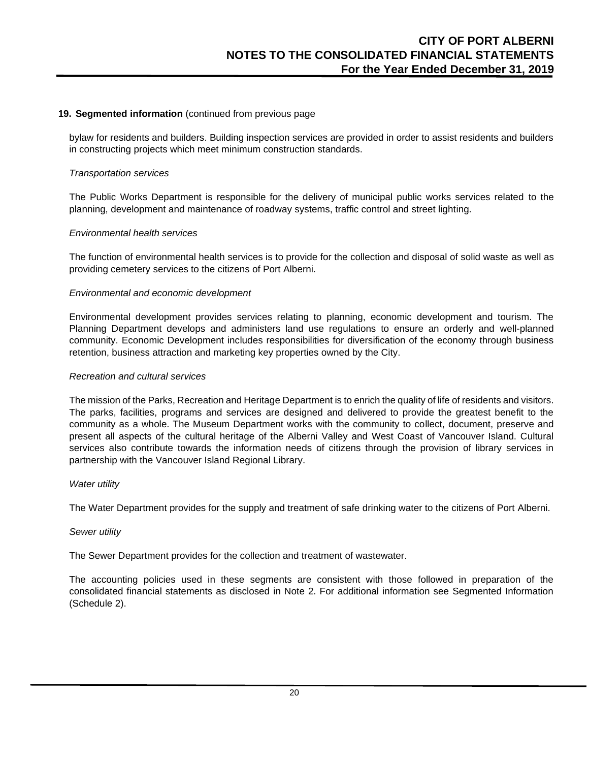## 19. Segmented information (continued from previous page

bylaw for residents and builders. Building inspection services are provided in order to assist residents and builders in constructing projects which meet minimum construction standards.

*Transportation services*

The Public Works Department is responsible for the delivery of municipal public works services related to the planning, development and maintenance of roadway systems, traffic control and street lighting.

*Environmental health services*

The function of environmental health services is to provide for the collection and disposal of solid waste as well as providing cemetery services to the citizens of Port Alberni.

*Environmental and economic development*

Environmental development provides services relating to planning, economic development and tourism. The Planning Department develops and administers land use regulations to ensure an orderly and well-planned community. Economic Development includes responsibilities for diversification of the economy through business retention, business attraction and marketing key properties owned by the City.

*Recreation and cultural services*

The mission of the Parks, Recreation and Heritage Department is to enrich the quality of life of residents and visitors. The parks, facilities, programs and services are designed and delivered to provide the greatest benefit to the community as a whole. The Museum Department works with the community to collect, document, preserve and present all aspects of the cultural heritage of the Alberni Valley and West Coast of Vancouver Island. Cultural services also contribute towards the information needs of citizens through the provision of library services in partnership with the Vancouver Island Regional Library.

*Water utility*

The Water Department provides for the supply and treatment of safe drinking water to the citizens of Port Alberni.

*Sewer utility*

The Sewer Department provides for the collection and treatment of wastewater.

The accounting policies used in these segments are consistent with those followed in preparation of the consolidated financial statements as disclosed in Note 2. For additional information see Segmented Information (Schedule 2).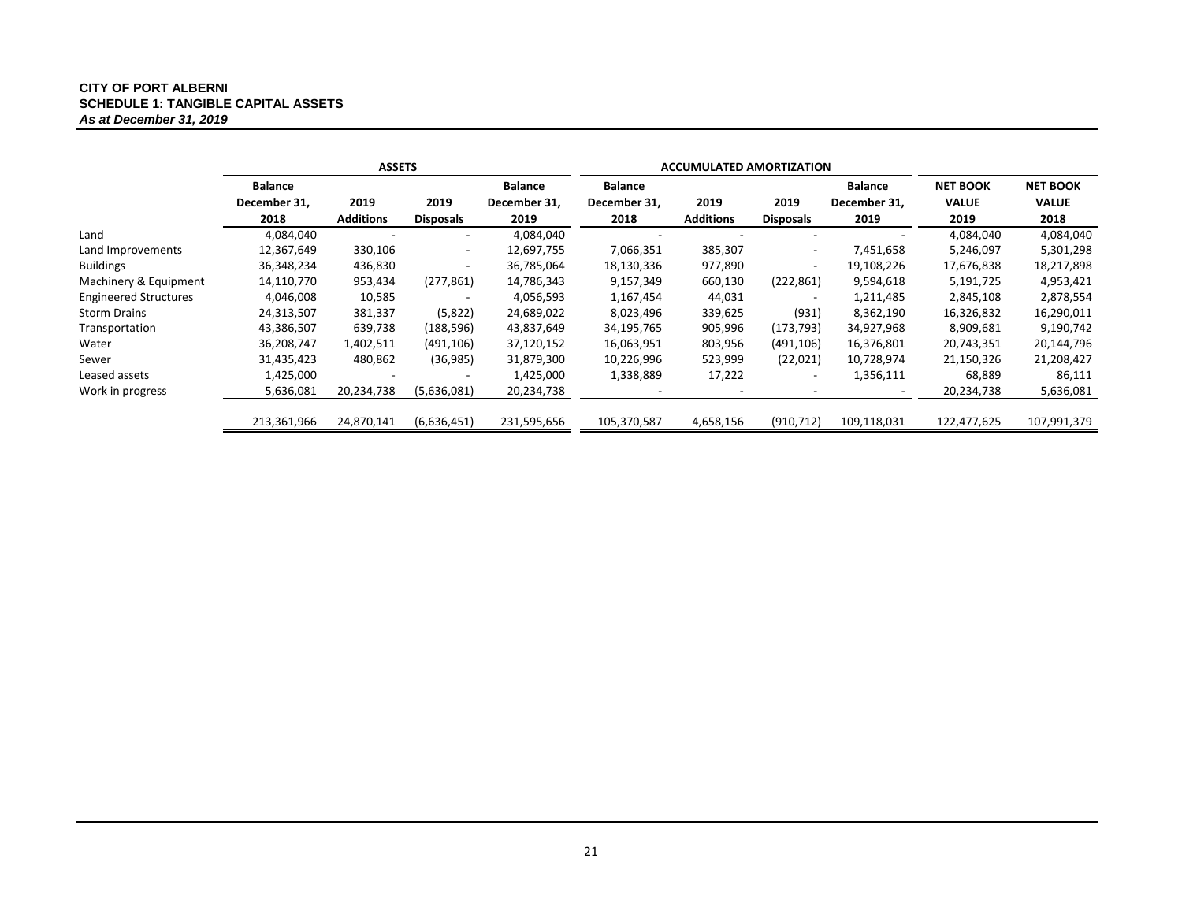**CITY OF PORT ALBERNI**
**SCHEDULE 1: TANGIBLE CAPITAL ASSETS**
***As at December 31, 2019***

| | ASSETS | | | | ACCUMULATED AMORTIZATION | | | | | |
|---|---|---|---|---|---|---|---|---|---|---|
| | **Balance December 31, 2018** | **2019 Additions** | **2019 Disposals** | **Balance December 31, 2019** | **Balance December 31, 2018** | **2019 Additions** | **2019 Disposals** | **Balance December 31, 2019** | **NET BOOK VALUE 2019** | **NET BOOK VALUE 2018** |
| Land | 4,084,040 | - | - | 4,084,040 | - | - | - | - | 4,084,040 | 4,084,040 |
| Land Improvements | 12,367,649 | 330,106 | - | 12,697,755 | 7,066,351 | 385,307 | - | 7,451,658 | 5,246,097 | 5,301,298 |
| Buildings | 36,348,234 | 436,830 | - | 36,785,064 | 18,130,336 | 977,890 | - | 19,108,226 | 17,676,838 | 18,217,898 |
| Machinery & Equipment | 14,110,770 | 953,434 | (277,861) | 14,786,343 | 9,157,349 | 660,130 | (222,861) | 9,594,618 | 5,191,725 | 4,953,421 |
| Engineered Structures | 4,046,008 | 10,585 | - | 4,056,593 | 1,167,454 | 44,031 | - | 1,211,485 | 2,845,108 | 2,878,554 |
| Storm Drains | 24,313,507 | 381,337 | (5,822) | 24,689,022 | 8,023,496 | 339,625 | (931) | 8,362,190 | 16,326,832 | 16,290,011 |
| Transportation | 43,386,507 | 639,738 | (188,596) | 43,837,649 | 34,195,765 | 905,996 | (173,793) | 34,927,968 | 8,909,681 | 9,190,742 |
| Water | 36,208,747 | 1,402,511 | (491,106) | 37,120,152 | 16,063,951 | 803,956 | (491,106) | 16,376,801 | 20,743,351 | 20,144,796 |
| Sewer | 31,435,423 | 480,862 | (36,985) | 31,879,300 | 10,226,996 | 523,999 | (22,021) | 10,728,974 | 21,150,326 | 21,208,427 |
| Leased assets | 1,425,000 | - | - | 1,425,000 | 1,338,889 | 17,222 | - | 1,356,111 | 68,889 | 86,111 |
| Work in progress | 5,636,081 | 20,234,738 | (5,636,081) | 20,234,738 | - | - | - | - | 20,234,738 | 5,636,081 |
| | 213,361,966 | 24,870,141 | (6,636,451) | 231,595,656 | 105,370,587 | 4,658,156 | (910,712) | 109,118,031 | 122,477,625 | 107,991,379 |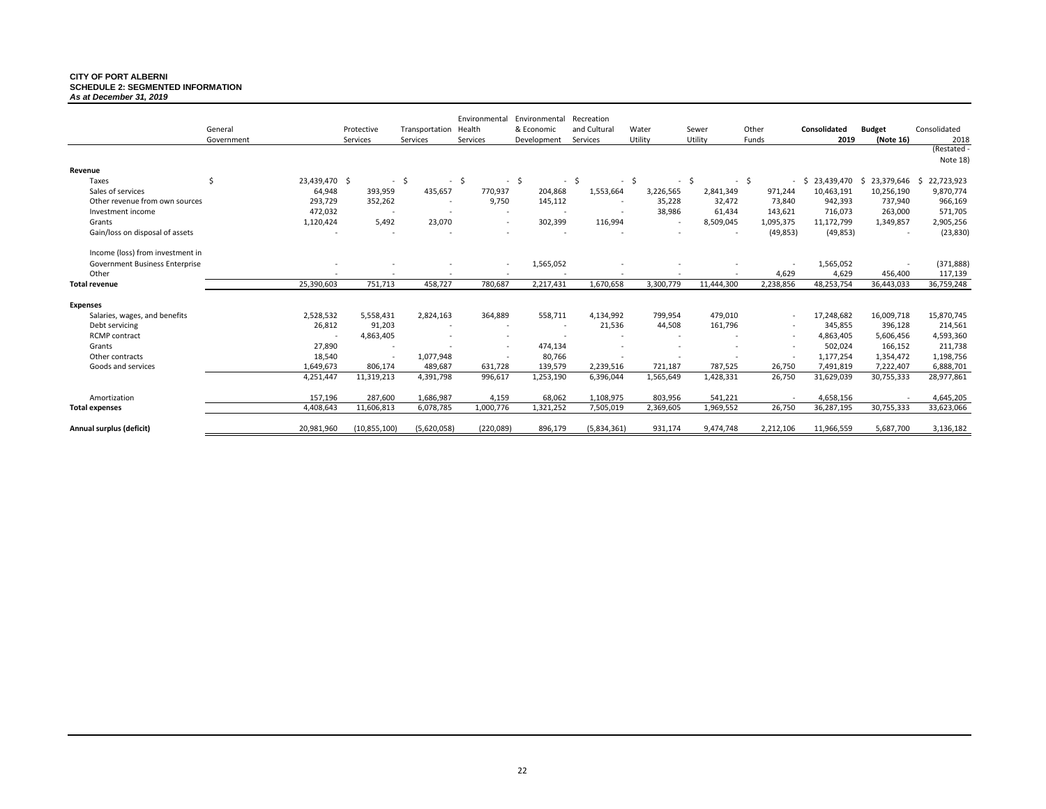**CITY OF PORT ALBERNI**
**SCHEDULE 2: SEGMENTED INFORMATION**
***As at December 31, 2019***

| | General Government | Protective Services | Transportation Services | Environmental Health Services | Environmental & Economic Development | Recreation and Cultural Services | Water Utility | Sewer Utility | Other Funds | **Consolidated 2019** | **Budget (Note 16)** | Consolidated 2018 (Restated - Note 18) |
|---|---|---|---|---|---|---|---|---|---|---|---|---|
| **Revenue** | | | | | | | | | | | | |
| Taxes | $ 23,439,470 | $ - | $ - | $ - | $ - | $ - | $ - | $ - | $ - | $ 23,439,470 | $ 23,379,646 | $ 22,723,923 |
| Sales of services | 64,948 | 393,959 | 435,657 | 770,937 | 204,868 | 1,553,664 | 3,226,565 | 2,841,349 | 971,244 | 10,463,191 | 10,256,190 | 9,870,774 |
| Other revenue from own sources | 293,729 | 352,262 | - | 9,750 | 145,112 | - | 35,228 | 32,472 | 73,840 | 942,393 | 737,940 | 966,169 |
| Investment income | 472,032 | - | - | - | - | - | 38,986 | 61,434 | 143,621 | 716,073 | 263,000 | 571,705 |
| Grants | 1,120,424 | 5,492 | 23,070 | - | 302,399 | 116,994 | - | 8,509,045 | 1,095,375 | 11,172,799 | 1,349,857 | 2,905,256 |
| Gain/loss on disposal of assets | - | - | - | - | - | - | - | - | (49,853) | (49,853) | - | (23,830) |
| Income (loss) from investment in Government Business Enterprise | - | - | - | - | 1,565,052 | - | - | - | - | 1,565,052 | - | (371,888) |
| Other | - | - | - | - | - | - | - | - | 4,629 | 4,629 | 456,400 | 117,139 |
| **Total revenue** | 25,390,603 | 751,713 | 458,727 | 780,687 | 2,217,431 | 1,670,658 | 3,300,779 | 11,444,300 | 2,238,856 | 48,253,754 | 36,443,033 | 36,759,248 |
| **Expenses** | | | | | | | | | | | | |
| Salaries, wages, and benefits | 2,528,532 | 5,558,431 | 2,824,163 | 364,889 | 558,711 | 4,134,992 | 799,954 | 479,010 | - | 17,248,682 | 16,009,718 | 15,870,745 |
| Debt servicing | 26,812 | 91,203 | - | - | - | 21,536 | 44,508 | 161,796 | - | 345,855 | 396,128 | 214,561 |
| RCMP contract | - | 4,863,405 | - | - | - | - | - | - | - | 4,863,405 | 5,606,456 | 4,593,360 |
| Grants | 27,890 | - | - | - | 474,134 | - | - | - | - | 502,024 | 166,152 | 211,738 |
| Other contracts | 18,540 | - | 1,077,948 | - | 80,766 | - | - | - | - | 1,177,254 | 1,354,472 | 1,198,756 |
| Goods and services | 1,649,673 | 806,174 | 489,687 | 631,728 | 139,579 | 2,239,516 | 721,187 | 787,525 | 26,750 | 7,491,819 | 7,222,407 | 6,888,701 |
| | 4,251,447 | 11,319,213 | 4,391,798 | 996,617 | 1,253,190 | 6,396,044 | 1,565,649 | 1,428,331 | 26,750 | 31,629,039 | 30,755,333 | 28,977,861 |
| Amortization | 157,196 | 287,600 | 1,686,987 | 4,159 | 68,062 | 1,108,975 | 803,956 | 541,221 | - | 4,658,156 | - | 4,645,205 |
| **Total expenses** | 4,408,643 | 11,606,813 | 6,078,785 | 1,000,776 | 1,321,252 | 7,505,019 | 2,369,605 | 1,969,552 | 26,750 | 36,287,195 | 30,755,333 | 33,623,066 |
| **Annual surplus (deficit)** | 20,981,960 | (10,855,100) | (5,620,058) | (220,089) | 896,179 | (5,834,361) | 931,174 | 9,474,748 | 2,212,106 | 11,966,559 | 5,687,700 | 3,136,182 |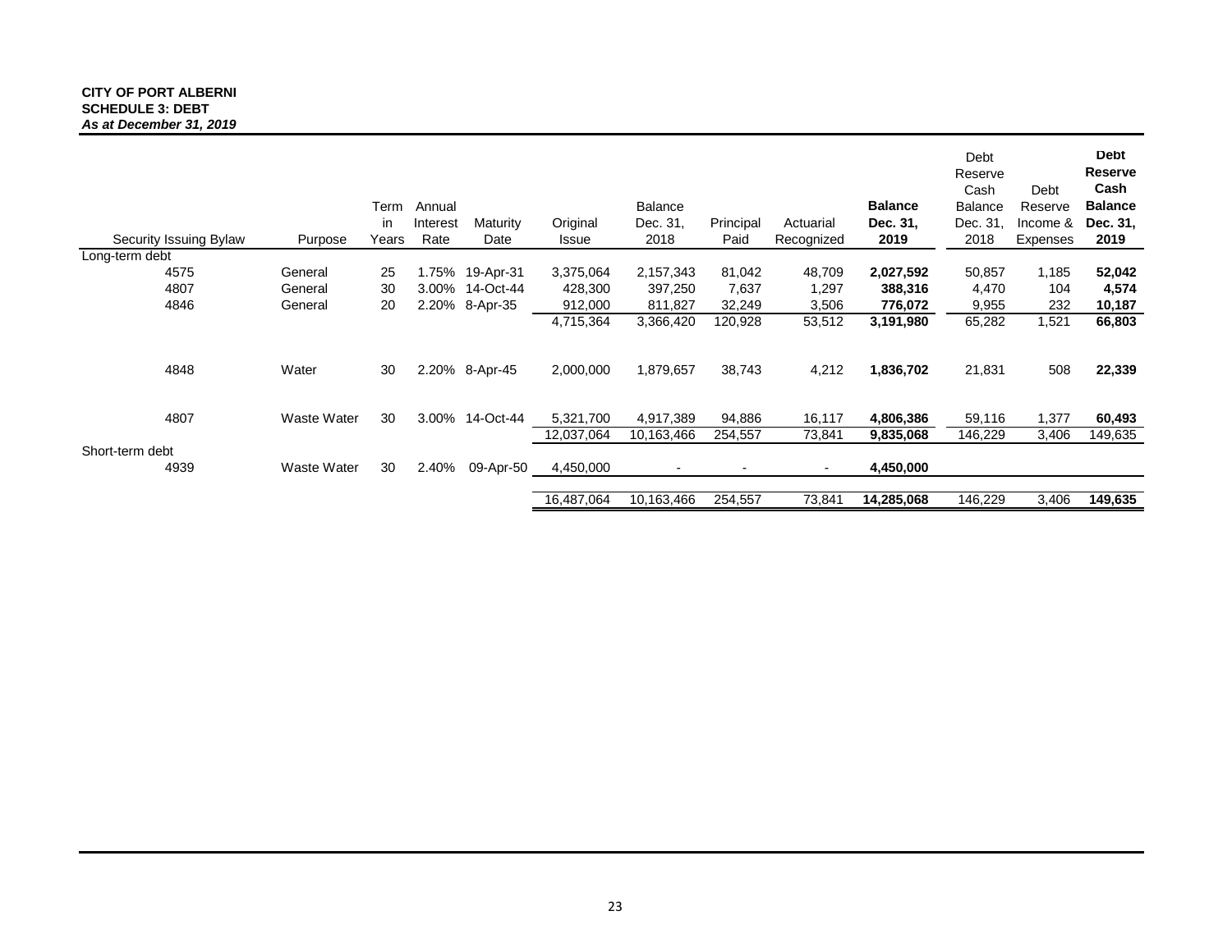**CITY OF PORT ALBERNI**
**SCHEDULE 3: DEBT**
***As at December 31, 2019***

| Security Issuing Bylaw | Purpose | Term in Years | Annual Interest Rate | Maturity Date | Original Issue | Balance Dec. 31, 2018 | Principal Paid | Actuarial Recognized | **Balance Dec. 31, 2019** | Debt Reserve Cash Balance Dec. 31, 2018 | Debt Reserve Income & Expenses | **Debt Reserve Cash Balance Dec. 31, 2019** |
|---|---|---|---|---|---|---|---|---|---|---|---|---|
| Long-term debt | | | | | | | | | | | | |
| 4575 | General | 25 | 1.75% | 19-Apr-31 | 3,375,064 | 2,157,343 | 81,042 | 48,709 | **2,027,592** | 50,857 | 1,185 | **52,042** |
| 4807 | General | 30 | 3.00% | 14-Oct-44 | 428,300 | 397,250 | 7,637 | 1,297 | **388,316** | 4,470 | 104 | **4,574** |
| 4846 | General | 20 | 2.20% | 8-Apr-35 | 912,000 | 811,827 | 32,249 | 3,506 | **776,072** | 9,955 | 232 | **10,187** |
| | | | | | 4,715,364 | 3,366,420 | 120,928 | 53,512 | **3,191,980** | 65,282 | 1,521 | **66,803** |
| 4848 | Water | 30 | 2.20% | 8-Apr-45 | 2,000,000 | 1,879,657 | 38,743 | 4,212 | **1,836,702** | 21,831 | 508 | **22,339** |
| 4807 | Waste Water | 30 | 3.00% | 14-Oct-44 | 5,321,700 | 4,917,389 | 94,886 | 16,117 | **4,806,386** | 59,116 | 1,377 | **60,493** |
| | | | | | 12,037,064 | 10,163,466 | 254,557 | 73,841 | **9,835,068** | 146,229 | 3,406 | 149,635 |
| Short-term debt | | | | | | | | | | | | |
| 4939 | Waste Water | 30 | 2.40% | 09-Apr-50 | 4,450,000 | - | - | - | **4,450,000** | | | |
| | | | | | 16,487,064 | 10,163,466 | 254,557 | 73,841 | **14,285,068** | 146,229 | 3,406 | **149,635** |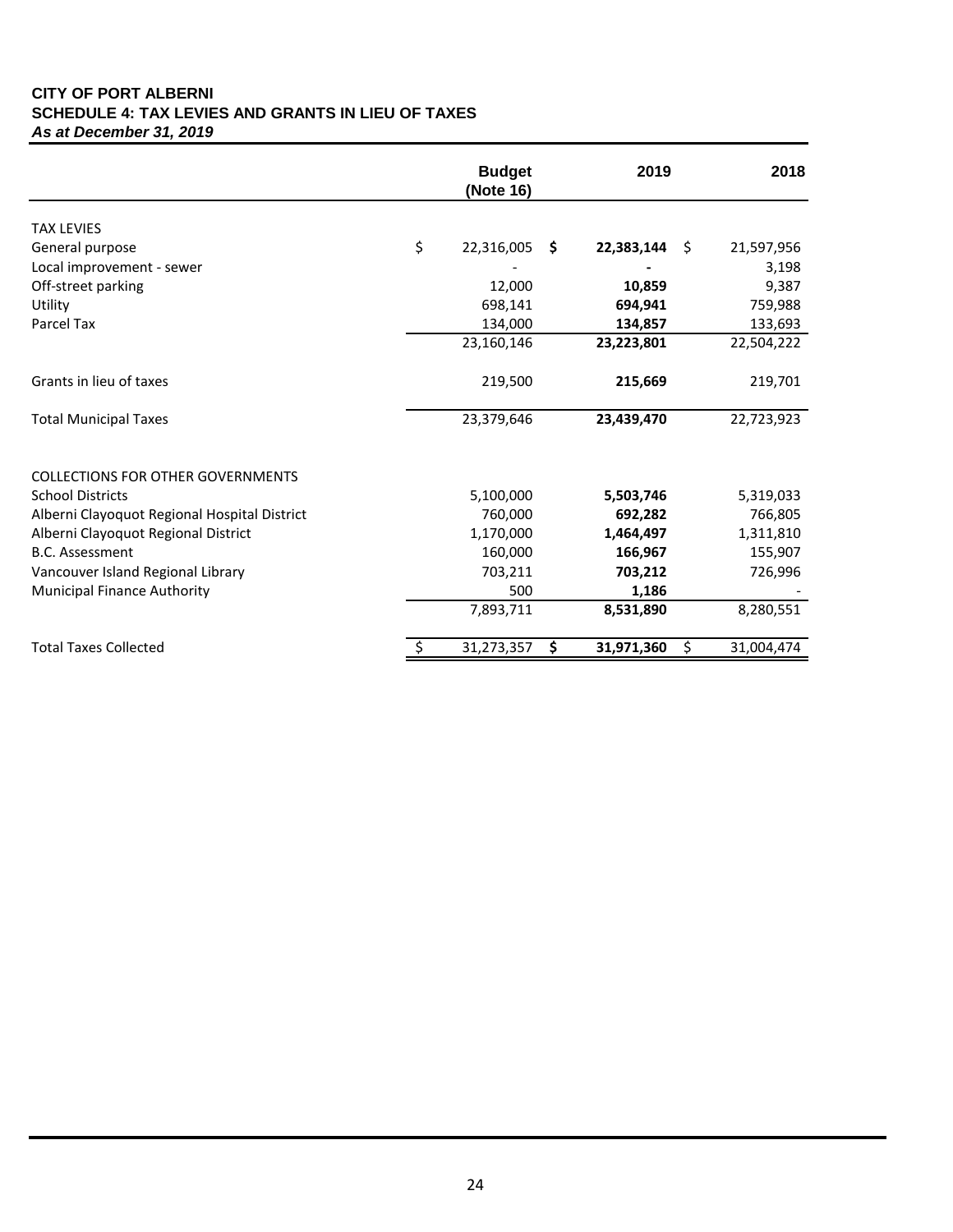**CITY OF PORT ALBERNI**
**SCHEDULE 4: TAX LEVIES AND GRANTS IN LIEU OF TAXES**
***As at December 31, 2019***

| | Budget (Note 16) | 2019 | 2018 |
|---|---|---|---|
| TAX LEVIES | | | |
| General purpose | $ 22,316,005 | **$ 22,383,144** | $ 21,597,956 |
| Local improvement - sewer | - | **-** | 3,198 |
| Off-street parking | 12,000 | **10,859** | 9,387 |
| Utility | 698,141 | **694,941** | 759,988 |
| Parcel Tax | 134,000 | **134,857** | 133,693 |
| | 23,160,146 | **23,223,801** | 22,504,222 |
| Grants in lieu of taxes | 219,500 | **215,669** | 219,701 |
| Total Municipal Taxes | 23,379,646 | **23,439,470** | 22,723,923 |
| COLLECTIONS FOR OTHER GOVERNMENTS | | | |
| School Districts | 5,100,000 | **5,503,746** | 5,319,033 |
| Alberni Clayoquot Regional Hospital District | 760,000 | **692,282** | 766,805 |
| Alberni Clayoquot Regional District | 1,170,000 | **1,464,497** | 1,311,810 |
| B.C. Assessment | 160,000 | **166,967** | 155,907 |
| Vancouver Island Regional Library | 703,211 | **703,212** | 726,996 |
| Municipal Finance Authority | 500 | **1,186** | - |
| | 7,893,711 | **8,531,890** | 8,280,551 |
| Total Taxes Collected | $ 31,273,357 | **$ 31,971,360** | $ 31,004,474 |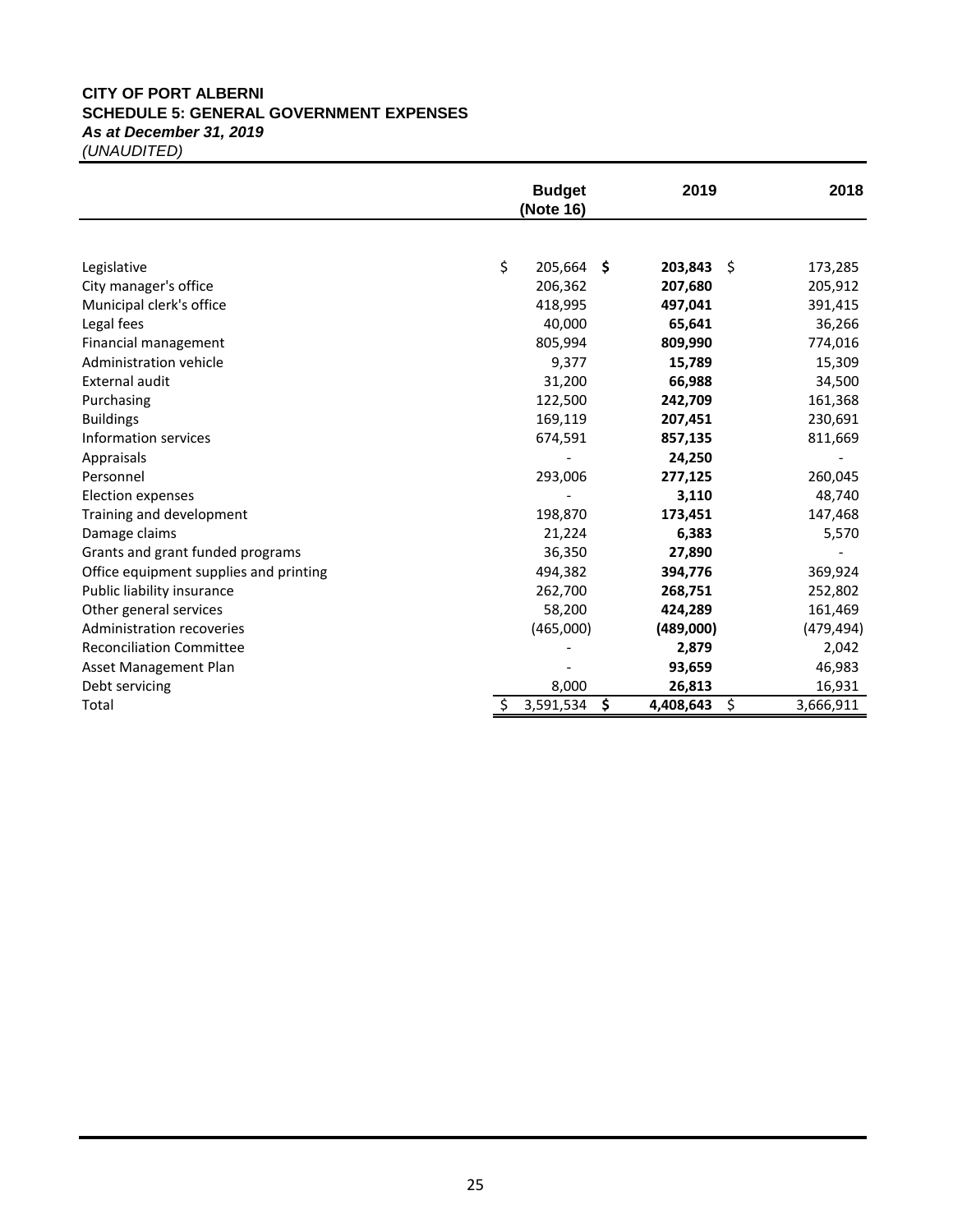**CITY OF PORT ALBERNI**
**SCHEDULE 5: GENERAL GOVERNMENT EXPENSES**
***As at December 31, 2019***
*(UNAUDITED)*

| | Budget (Note 16) | 2019 | 2018 |
|---|---|---|---|
| Legislative | $ 205,664 | **$ 203,843** | $ 173,285 |
| City manager's office | 206,362 | **207,680** | 205,912 |
| Municipal clerk's office | 418,995 | **497,041** | 391,415 |
| Legal fees | 40,000 | **65,641** | 36,266 |
| Financial management | 805,994 | **809,990** | 774,016 |
| Administration vehicle | 9,377 | **15,789** | 15,309 |
| External audit | 31,200 | **66,988** | 34,500 |
| Purchasing | 122,500 | **242,709** | 161,368 |
| Buildings | 169,119 | **207,451** | 230,691 |
| Information services | 674,591 | **857,135** | 811,669 |
| Appraisals | - | **24,250** | - |
| Personnel | 293,006 | **277,125** | 260,045 |
| Election expenses | - | **3,110** | 48,740 |
| Training and development | 198,870 | **173,451** | 147,468 |
| Damage claims | 21,224 | **6,383** | 5,570 |
| Grants and grant funded programs | 36,350 | **27,890** | - |
| Office equipment supplies and printing | 494,382 | **394,776** | 369,924 |
| Public liability insurance | 262,700 | **268,751** | 252,802 |
| Other general services | 58,200 | **424,289** | 161,469 |
| Administration recoveries | (465,000) | **(489,000)** | (479,494) |
| Reconciliation Committee | - | **2,879** | 2,042 |
| Asset Management Plan | - | **93,659** | 46,983 |
| Debt servicing | 8,000 | **26,813** | 16,931 |
| Total | $ 3,591,534 | **$ 4,408,643** | $ 3,666,911 |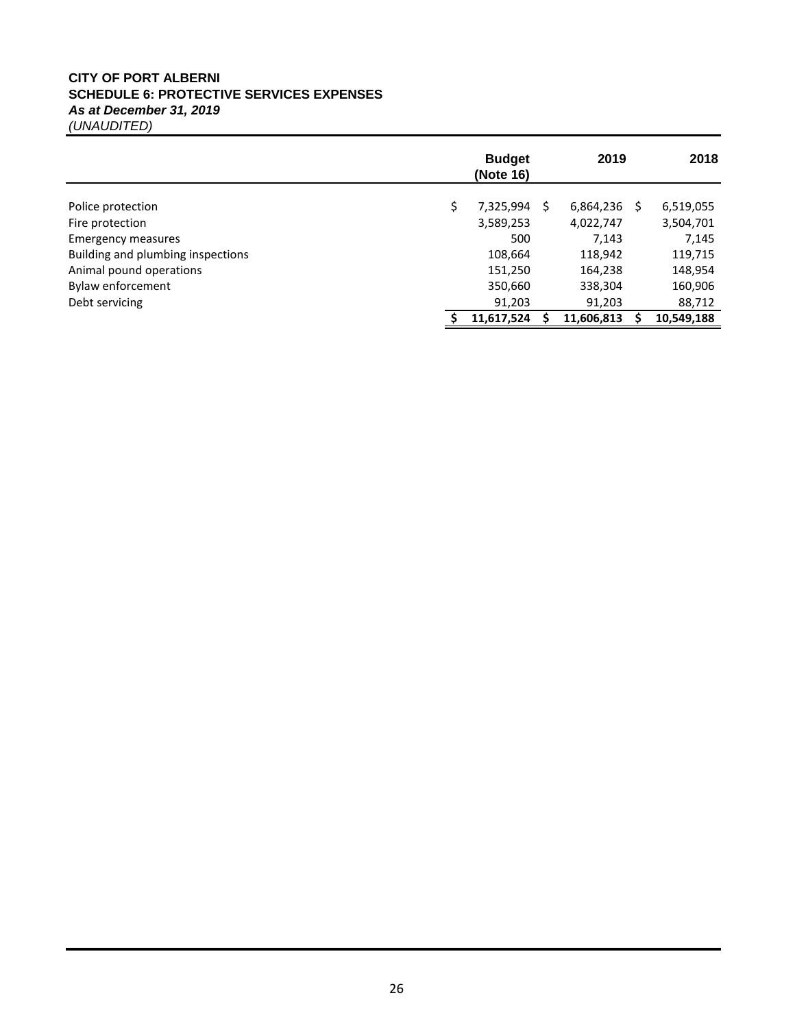**CITY OF PORT ALBERNI**
**SCHEDULE 6: PROTECTIVE SERVICES EXPENSES**
***As at December 31, 2019***
*(UNAUDITED)*

| | Budget (Note 16) | 2019 | 2018 |
|---|---|---|---|
| Police protection | $ 7,325,994 | $ 6,864,236 | $ 6,519,055 |
| Fire protection | 3,589,253 | 4,022,747 | 3,504,701 |
| Emergency measures | 500 | 7,143 | 7,145 |
| Building and plumbing inspections | 108,664 | 118,942 | 119,715 |
| Animal pound operations | 151,250 | 164,238 | 148,954 |
| Bylaw enforcement | 350,660 | 338,304 | 160,906 |
| Debt servicing | 91,203 | 91,203 | 88,712 |
| | **$ 11,617,524** | **$ 11,606,813** | **$ 10,549,188** |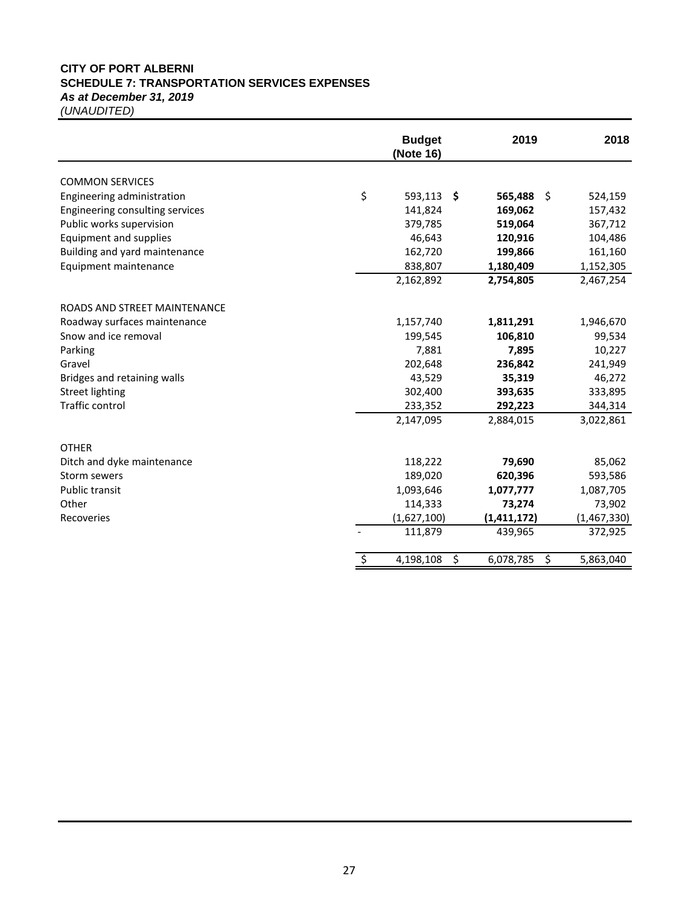**CITY OF PORT ALBERNI**
**SCHEDULE 7: TRANSPORTATION SERVICES EXPENSES**
***As at December 31, 2019***
*(UNAUDITED)*

| | Budget (Note 16) | 2019 | 2018 |
|---|---|---|---|
| COMMON SERVICES | | | |
| Engineering administration | $ 593,113 | **$ 565,488** | $ 524,159 |
| Engineering consulting services | 141,824 | **169,062** | 157,432 |
| Public works supervision | 379,785 | **519,064** | 367,712 |
| Equipment and supplies | 46,643 | **120,916** | 104,486 |
| Building and yard maintenance | 162,720 | **199,866** | 161,160 |
| Equipment maintenance | 838,807 | **1,180,409** | 1,152,305 |
| | 2,162,892 | **2,754,805** | 2,467,254 |
| ROADS AND STREET MAINTENANCE | | | |
| Roadway surfaces maintenance | 1,157,740 | **1,811,291** | 1,946,670 |
| Snow and ice removal | 199,545 | **106,810** | 99,534 |
| Parking | 7,881 | **7,895** | 10,227 |
| Gravel | 202,648 | **236,842** | 241,949 |
| Bridges and retaining walls | 43,529 | **35,319** | 46,272 |
| Street lighting | 302,400 | **393,635** | 333,895 |
| Traffic control | 233,352 | **292,223** | 344,314 |
| | 2,147,095 | 2,884,015 | 3,022,861 |
| OTHER | | | |
| Ditch and dyke maintenance | 118,222 | **79,690** | 85,062 |
| Storm sewers | 189,020 | **620,396** | 593,586 |
| Public transit | 1,093,646 | **1,077,777** | 1,087,705 |
| Other | 114,333 | **73,274** | 73,902 |
| Recoveries | (1,627,100) | **(1,411,172)** | (1,467,330) |
| | - 111,879 | 439,965 | 372,925 |
| | $ 4,198,108 | $ 6,078,785 | $ 5,863,040 |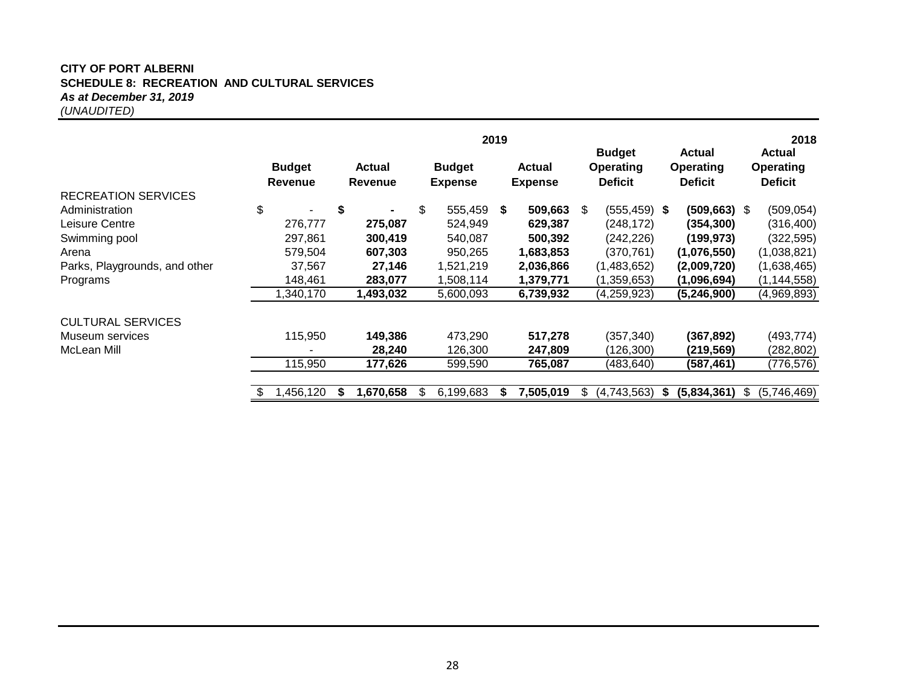**CITY OF PORT ALBERNI**
**SCHEDULE 8: RECREATION AND CULTURAL SERVICES**
***As at December 31, 2019***
*(UNAUDITED)*

| | 2019 | | | | | | 2018 |
|---|---|---|---|---|---|---|---|
| | **Budget Revenue** | **Actual Revenue** | **Budget Expense** | **Actual Expense** | **Budget Operating Deficit** | **Actual Operating Deficit** | **Actual Operating Deficit** |
| RECREATION SERVICES | | | | | | | |
| Administration | $ - | **$ -** | $ 555,459 | **$ 509,663** | $ (555,459) | **$ (509,663)** | $ (509,054) |
| Leisure Centre | 276,777 | **275,087** | 524,949 | **629,387** | (248,172) | **(354,300)** | (316,400) |
| Swimming pool | 297,861 | **300,419** | 540,087 | **500,392** | (242,226) | **(199,973)** | (322,595) |
| Arena | 579,504 | **607,303** | 950,265 | **1,683,853** | (370,761) | **(1,076,550)** | (1,038,821) |
| Parks, Playgrounds, and other | 37,567 | **27,146** | 1,521,219 | **2,036,866** | (1,483,652) | **(2,009,720)** | (1,638,465) |
| Programs | 148,461 | **283,077** | 1,508,114 | **1,379,771** | (1,359,653) | **(1,096,694)** | (1,144,558) |
| | 1,340,170 | **1,493,032** | 5,600,093 | **6,739,932** | (4,259,923) | **(5,246,900)** | (4,969,893) |
| CULTURAL SERVICES | | | | | | | |
| Museum services | 115,950 | **149,386** | 473,290 | **517,278** | (357,340) | **(367,892)** | (493,774) |
| McLean Mill | - | **28,240** | 126,300 | **247,809** | (126,300) | **(219,569)** | (282,802) |
| | 115,950 | **177,626** | 599,590 | **765,087** | (483,640) | **(587,461)** | (776,576) |
| | $ 1,456,120 | **$ 1,670,658** | $ 6,199,683 | **$ 7,505,019** | $ (4,743,563) | **$ (5,834,361)** | $ (5,746,469) |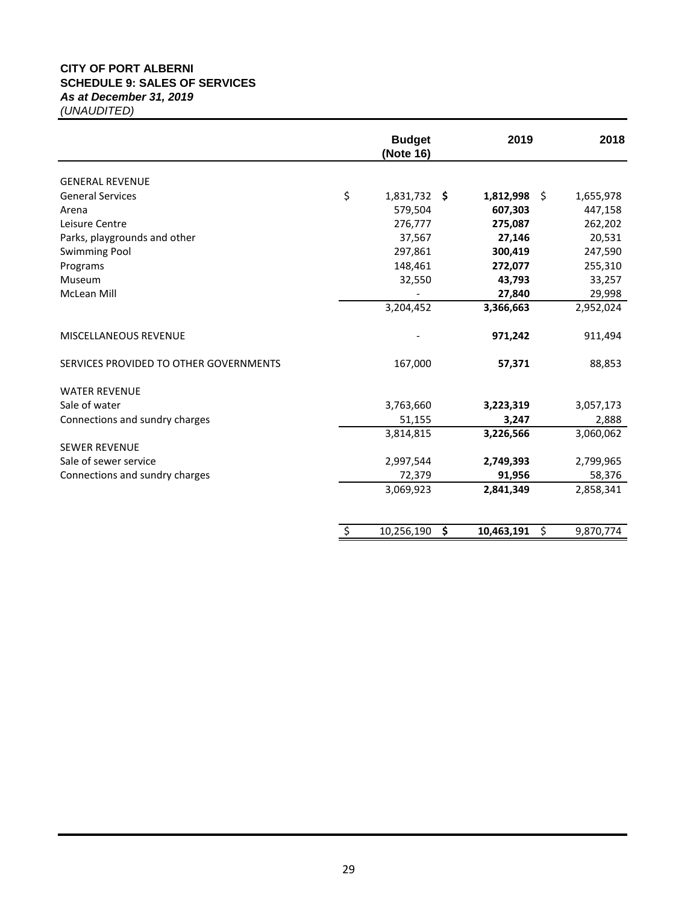**CITY OF PORT ALBERNI**
**SCHEDULE 9: SALES OF SERVICES**
***As at December 31, 2019***
*(UNAUDITED)*

| | Budget (Note 16) | 2019 | 2018 |
|---|---|---|---|
| GENERAL REVENUE | | | |
| General Services | $ 1,831,732 | **$ 1,812,998** | $ 1,655,978 |
| Arena | 579,504 | **607,303** | 447,158 |
| Leisure Centre | 276,777 | **275,087** | 262,202 |
| Parks, playgrounds and other | 37,567 | **27,146** | 20,531 |
| Swimming Pool | 297,861 | **300,419** | 247,590 |
| Programs | 148,461 | **272,077** | 255,310 |
| Museum | 32,550 | **43,793** | 33,257 |
| McLean Mill | - | **27,840** | 29,998 |
| | 3,204,452 | **3,366,663** | 2,952,024 |
| MISCELLANEOUS REVENUE | - | **971,242** | 911,494 |
| SERVICES PROVIDED TO OTHER GOVERNMENTS | 167,000 | **57,371** | 88,853 |
| WATER REVENUE | | | |
| Sale of water | 3,763,660 | **3,223,319** | 3,057,173 |
| Connections and sundry charges | 51,155 | **3,247** | 2,888 |
| | 3,814,815 | **3,226,566** | 3,060,062 |
| SEWER REVENUE | | | |
| Sale of sewer service | 2,997,544 | **2,749,393** | 2,799,965 |
| Connections and sundry charges | 72,379 | **91,956** | 58,376 |
| | 3,069,923 | **2,841,349** | 2,858,341 |
| | $ 10,256,190 | **$ 10,463,191** | $ 9,870,774 |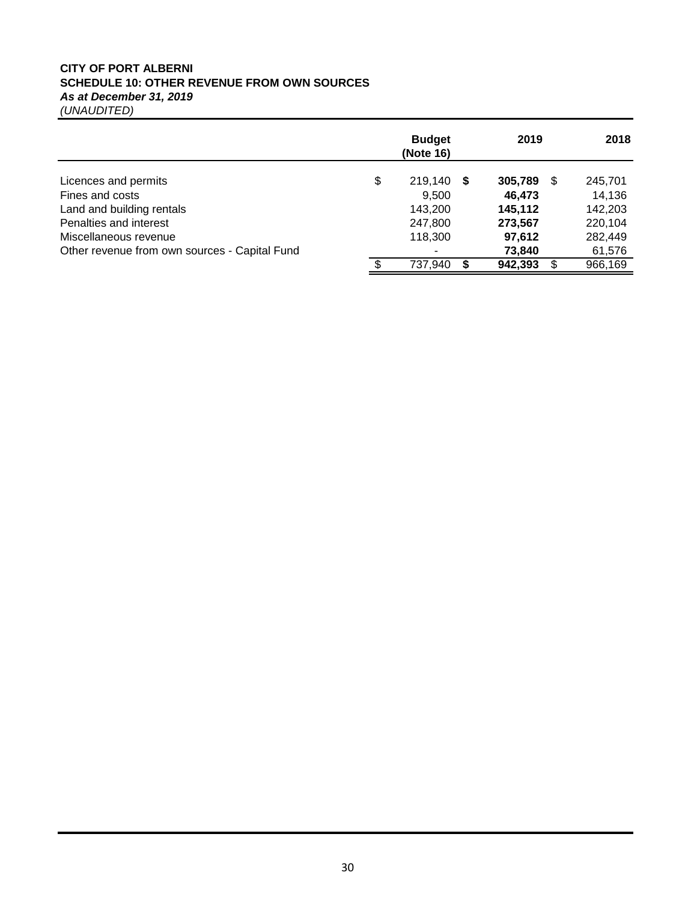**CITY OF PORT ALBERNI**
**SCHEDULE 10: OTHER REVENUE FROM OWN SOURCES**
***As at December 31, 2019***
*(UNAUDITED)*

| | Budget (Note 16) | 2019 | 2018 |
|---|---|---|---|
| Licences and permits | $ 219,140 | **$ 305,789** | $ 245,701 |
| Fines and costs | 9,500 | **46,473** | 14,136 |
| Land and building rentals | 143,200 | **145,112** | 142,203 |
| Penalties and interest | 247,800 | **273,567** | 220,104 |
| Miscellaneous revenue | 118,300 | **97,612** | 282,449 |
| Other revenue from own sources - Capital Fund | - | **73,840** | 61,576 |
| | $ 737,940 | **$ 942,393** | $ 966,169 |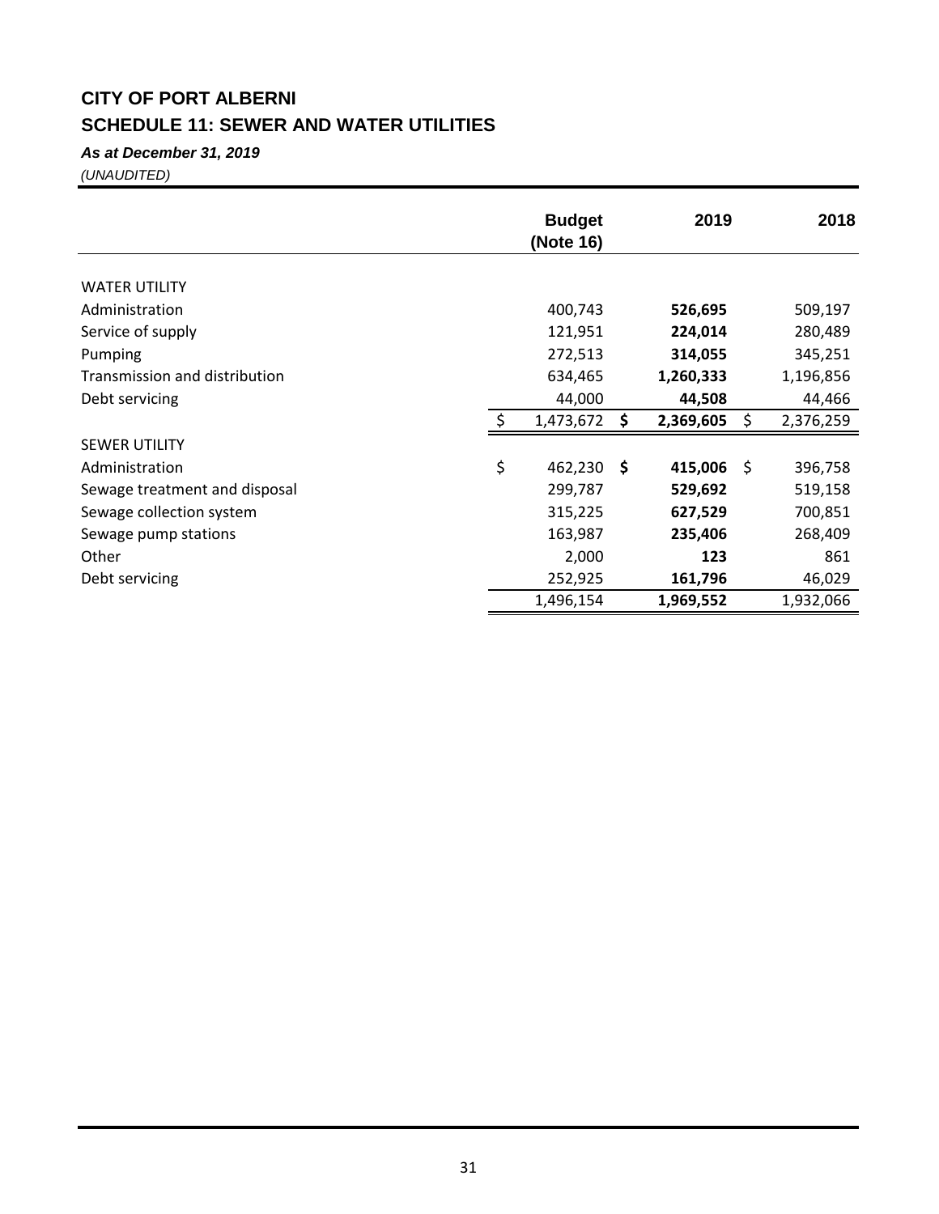# CITY OF PORT ALBERNI

## SCHEDULE 11: SEWER AND WATER UTILITIES

***As at December 31, 2019***

*(UNAUDITED)*

| | Budget (Note 16) | 2019 | 2018 |
|---|---|---|---|
| WATER UTILITY | | | |
| Administration | 400,743 | **526,695** | 509,197 |
| Service of supply | 121,951 | **224,014** | 280,489 |
| Pumping | 272,513 | **314,055** | 345,251 |
| Transmission and distribution | 634,465 | **1,260,333** | 1,196,856 |
| Debt servicing | 44,000 | **44,508** | 44,466 |
| | $ 1,473,672 | **$ 2,369,605** | $ 2,376,259 |
| SEWER UTILITY | | | |
| Administration | $ 462,230 | **$ 415,006** | $ 396,758 |
| Sewage treatment and disposal | 299,787 | **529,692** | 519,158 |
| Sewage collection system | 315,225 | **627,529** | 700,851 |
| Sewage pump stations | 163,987 | **235,406** | 268,409 |
| Other | 2,000 | **123** | 861 |
| Debt servicing | 252,925 | **161,796** | 46,029 |
| | 1,496,154 | **1,969,552** | 1,932,066 |